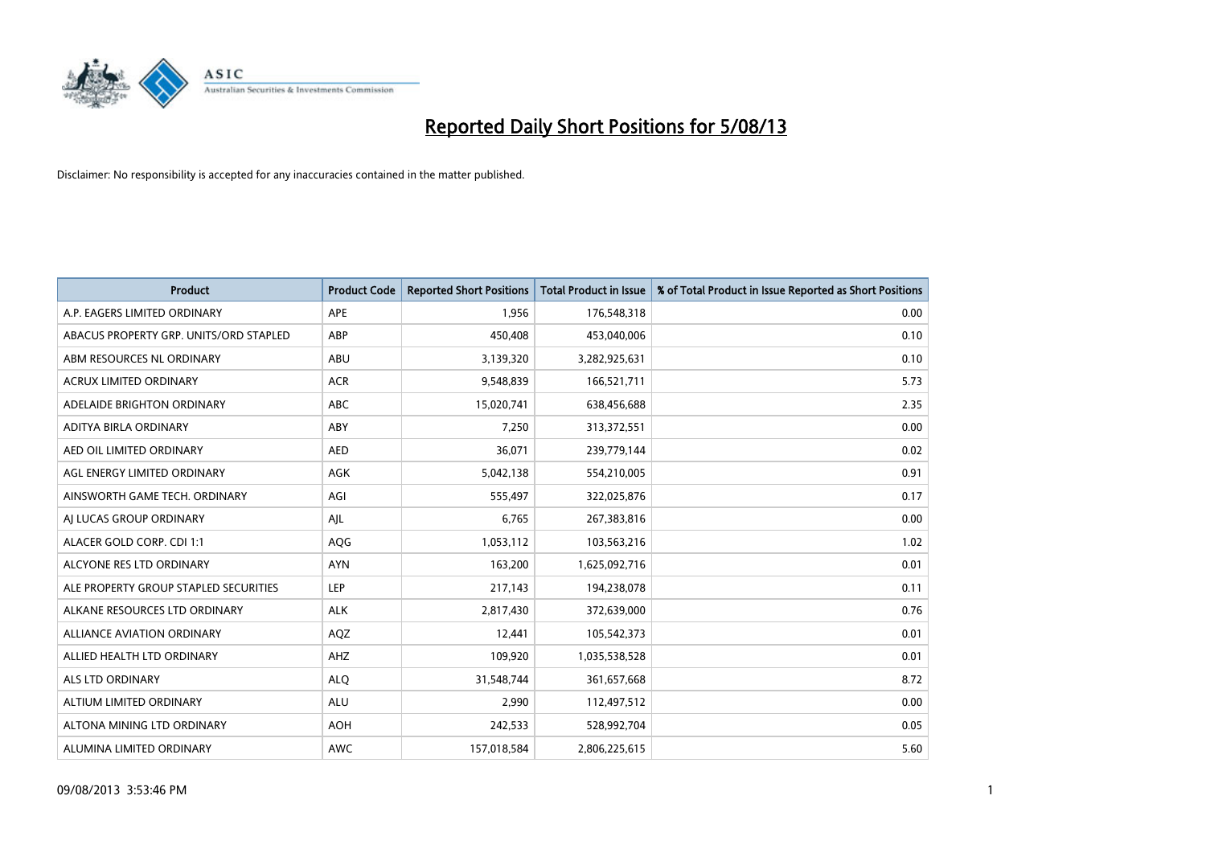# Reported Daily Short Positions for 5/08/13

Disclaimer: No responsibility is accepted for any inaccuracies contained in the matter published.

| Product | Product Code | Reported Short Positions | Total Product in Issue | % of Total Product in Issue Reported as Short Positions |
|---|---|---|---|---|
| A.P. EAGERS LIMITED ORDINARY | APE | 1,956 | 176,548,318 | 0.00 |
| ABACUS PROPERTY GRP. UNITS/ORD STAPLED | ABP | 450,408 | 453,040,006 | 0.10 |
| ABM RESOURCES NL ORDINARY | ABU | 3,139,320 | 3,282,925,631 | 0.10 |
| ACRUX LIMITED ORDINARY | ACR | 9,548,839 | 166,521,711 | 5.73 |
| ADELAIDE BRIGHTON ORDINARY | ABC | 15,020,741 | 638,456,688 | 2.35 |
| ADITYA BIRLA ORDINARY | ABY | 7,250 | 313,372,551 | 0.00 |
| AED OIL LIMITED ORDINARY | AED | 36,071 | 239,779,144 | 0.02 |
| AGL ENERGY LIMITED ORDINARY | AGK | 5,042,138 | 554,210,005 | 0.91 |
| AINSWORTH GAME TECH. ORDINARY | AGI | 555,497 | 322,025,876 | 0.17 |
| AJ LUCAS GROUP ORDINARY | AJL | 6,765 | 267,383,816 | 0.00 |
| ALACER GOLD CORP. CDI 1:1 | AQG | 1,053,112 | 103,563,216 | 1.02 |
| ALCYONE RES LTD ORDINARY | AYN | 163,200 | 1,625,092,716 | 0.01 |
| ALE PROPERTY GROUP STAPLED SECURITIES | LEP | 217,143 | 194,238,078 | 0.11 |
| ALKANE RESOURCES LTD ORDINARY | ALK | 2,817,430 | 372,639,000 | 0.76 |
| ALLIANCE AVIATION ORDINARY | AQZ | 12,441 | 105,542,373 | 0.01 |
| ALLIED HEALTH LTD ORDINARY | AHZ | 109,920 | 1,035,538,528 | 0.01 |
| ALS LTD ORDINARY | ALQ | 31,548,744 | 361,657,668 | 8.72 |
| ALTIUM LIMITED ORDINARY | ALU | 2,990 | 112,497,512 | 0.00 |
| ALTONA MINING LTD ORDINARY | AOH | 242,533 | 528,992,704 | 0.05 |
| ALUMINA LIMITED ORDINARY | AWC | 157,018,584 | 2,806,225,615 | 5.60 |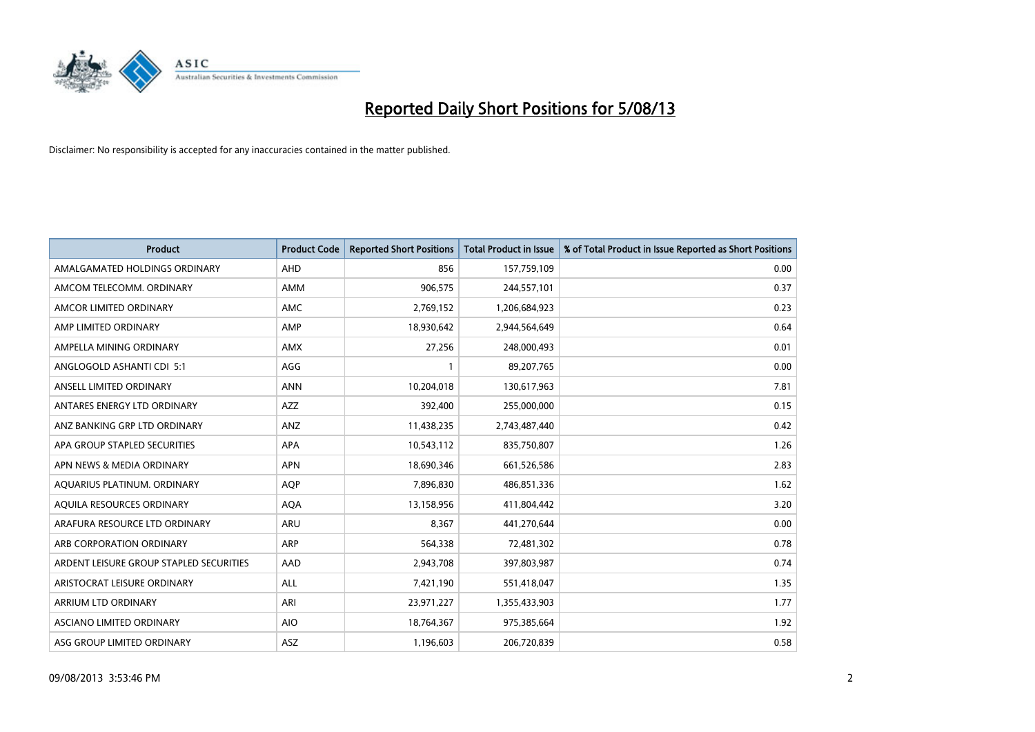# Reported Daily Short Positions for 5/08/13

Disclaimer: No responsibility is accepted for any inaccuracies contained in the matter published.

| Product | Product Code | Reported Short Positions | Total Product in Issue | % of Total Product in Issue Reported as Short Positions |
|---|---|---|---|---|
| AMALGAMATED HOLDINGS ORDINARY | AHD | 856 | 157,759,109 | 0.00 |
| AMCOM TELECOMM. ORDINARY | AMM | 906,575 | 244,557,101 | 0.37 |
| AMCOR LIMITED ORDINARY | AMC | 2,769,152 | 1,206,684,923 | 0.23 |
| AMP LIMITED ORDINARY | AMP | 18,930,642 | 2,944,564,649 | 0.64 |
| AMPELLA MINING ORDINARY | AMX | 27,256 | 248,000,493 | 0.01 |
| ANGLOGOLD ASHANTI CDI 5:1 | AGG | 1 | 89,207,765 | 0.00 |
| ANSELL LIMITED ORDINARY | ANN | 10,204,018 | 130,617,963 | 7.81 |
| ANTARES ENERGY LTD ORDINARY | AZZ | 392,400 | 255,000,000 | 0.15 |
| ANZ BANKING GRP LTD ORDINARY | ANZ | 11,438,235 | 2,743,487,440 | 0.42 |
| APA GROUP STAPLED SECURITIES | APA | 10,543,112 | 835,750,807 | 1.26 |
| APN NEWS & MEDIA ORDINARY | APN | 18,690,346 | 661,526,586 | 2.83 |
| AQUARIUS PLATINUM. ORDINARY | AQP | 7,896,830 | 486,851,336 | 1.62 |
| AQUILA RESOURCES ORDINARY | AQA | 13,158,956 | 411,804,442 | 3.20 |
| ARAFURA RESOURCE LTD ORDINARY | ARU | 8,367 | 441,270,644 | 0.00 |
| ARB CORPORATION ORDINARY | ARP | 564,338 | 72,481,302 | 0.78 |
| ARDENT LEISURE GROUP STAPLED SECURITIES | AAD | 2,943,708 | 397,803,987 | 0.74 |
| ARISTOCRAT LEISURE ORDINARY | ALL | 7,421,190 | 551,418,047 | 1.35 |
| ARRIUM LTD ORDINARY | ARI | 23,971,227 | 1,355,433,903 | 1.77 |
| ASCIANO LIMITED ORDINARY | AIO | 18,764,367 | 975,385,664 | 1.92 |
| ASG GROUP LIMITED ORDINARY | ASZ | 1,196,603 | 206,720,839 | 0.58 |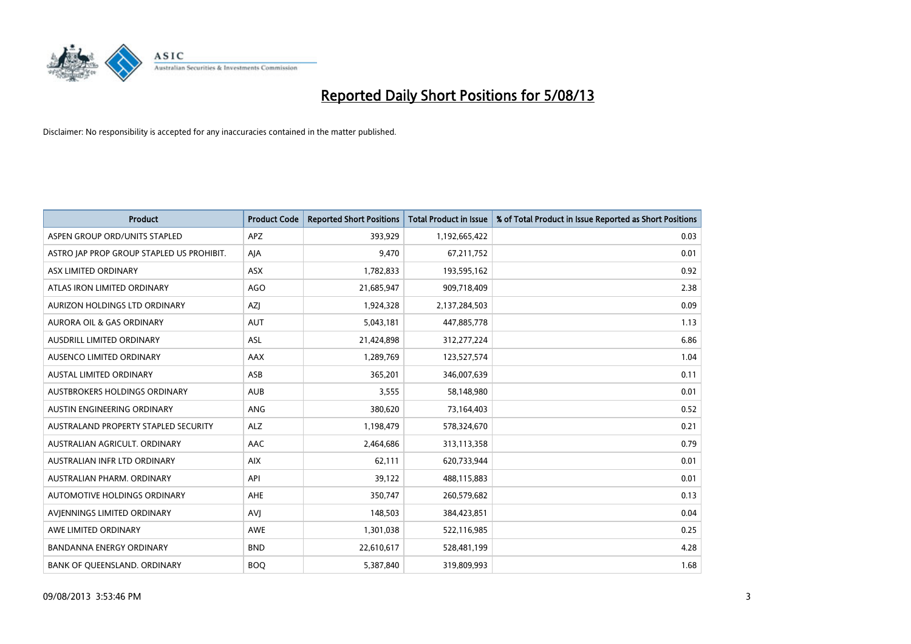# Reported Daily Short Positions for 5/08/13

Disclaimer: No responsibility is accepted for any inaccuracies contained in the matter published.

| Product | Product Code | Reported Short Positions | Total Product in Issue | % of Total Product in Issue Reported as Short Positions |
|---|---|---|---|---|
| ASPEN GROUP ORD/UNITS STAPLED | APZ | 393,929 | 1,192,665,422 | 0.03 |
| ASTRO JAP PROP GROUP STAPLED US PROHIBIT. | AJA | 9,470 | 67,211,752 | 0.01 |
| ASX LIMITED ORDINARY | ASX | 1,782,833 | 193,595,162 | 0.92 |
| ATLAS IRON LIMITED ORDINARY | AGO | 21,685,947 | 909,718,409 | 2.38 |
| AURIZON HOLDINGS LTD ORDINARY | AZJ | 1,924,328 | 2,137,284,503 | 0.09 |
| AURORA OIL & GAS ORDINARY | AUT | 5,043,181 | 447,885,778 | 1.13 |
| AUSDRILL LIMITED ORDINARY | ASL | 21,424,898 | 312,277,224 | 6.86 |
| AUSENCO LIMITED ORDINARY | AAX | 1,289,769 | 123,527,574 | 1.04 |
| AUSTAL LIMITED ORDINARY | ASB | 365,201 | 346,007,639 | 0.11 |
| AUSTBROKERS HOLDINGS ORDINARY | AUB | 3,555 | 58,148,980 | 0.01 |
| AUSTIN ENGINEERING ORDINARY | ANG | 380,620 | 73,164,403 | 0.52 |
| AUSTRALAND PROPERTY STAPLED SECURITY | ALZ | 1,198,479 | 578,324,670 | 0.21 |
| AUSTRALIAN AGRICULT. ORDINARY | AAC | 2,464,686 | 313,113,358 | 0.79 |
| AUSTRALIAN INFR LTD ORDINARY | AIX | 62,111 | 620,733,944 | 0.01 |
| AUSTRALIAN PHARM. ORDINARY | API | 39,122 | 488,115,883 | 0.01 |
| AUTOMOTIVE HOLDINGS ORDINARY | AHE | 350,747 | 260,579,682 | 0.13 |
| AVJENNINGS LIMITED ORDINARY | AVJ | 148,503 | 384,423,851 | 0.04 |
| AWE LIMITED ORDINARY | AWE | 1,301,038 | 522,116,985 | 0.25 |
| BANDANNA ENERGY ORDINARY | BND | 22,610,617 | 528,481,199 | 4.28 |
| BANK OF QUEENSLAND. ORDINARY | BOQ | 5,387,840 | 319,809,993 | 1.68 |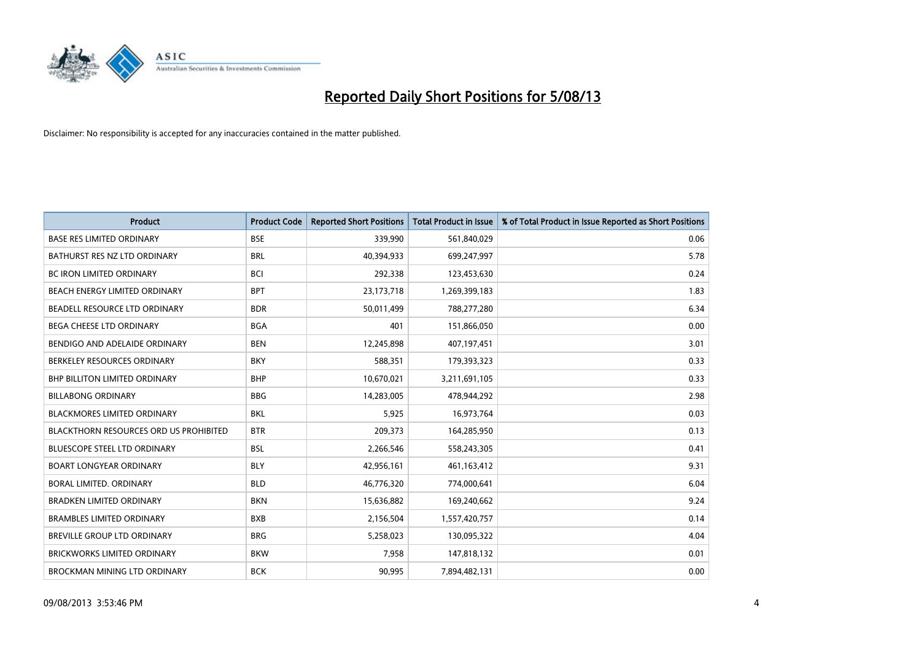# Reported Daily Short Positions for 5/08/13

Disclaimer: No responsibility is accepted for any inaccuracies contained in the matter published.

| Product | Product Code | Reported Short Positions | Total Product in Issue | % of Total Product in Issue Reported as Short Positions |
|---|---|---|---|---|
| BASE RES LIMITED ORDINARY | BSE | 339,990 | 561,840,029 | 0.06 |
| BATHURST RES NZ LTD ORDINARY | BRL | 40,394,933 | 699,247,997 | 5.78 |
| BC IRON LIMITED ORDINARY | BCI | 292,338 | 123,453,630 | 0.24 |
| BEACH ENERGY LIMITED ORDINARY | BPT | 23,173,718 | 1,269,399,183 | 1.83 |
| BEADELL RESOURCE LTD ORDINARY | BDR | 50,011,499 | 788,277,280 | 6.34 |
| BEGA CHEESE LTD ORDINARY | BGA | 401 | 151,866,050 | 0.00 |
| BENDIGO AND ADELAIDE ORDINARY | BEN | 12,245,898 | 407,197,451 | 3.01 |
| BERKELEY RESOURCES ORDINARY | BKY | 588,351 | 179,393,323 | 0.33 |
| BHP BILLITON LIMITED ORDINARY | BHP | 10,670,021 | 3,211,691,105 | 0.33 |
| BILLABONG ORDINARY | BBG | 14,283,005 | 478,944,292 | 2.98 |
| BLACKMORES LIMITED ORDINARY | BKL | 5,925 | 16,973,764 | 0.03 |
| BLACKTHORN RESOURCES ORD US PROHIBITED | BTR | 209,373 | 164,285,950 | 0.13 |
| BLUESCOPE STEEL LTD ORDINARY | BSL | 2,266,546 | 558,243,305 | 0.41 |
| BOART LONGYEAR ORDINARY | BLY | 42,956,161 | 461,163,412 | 9.31 |
| BORAL LIMITED. ORDINARY | BLD | 46,776,320 | 774,000,641 | 6.04 |
| BRADKEN LIMITED ORDINARY | BKN | 15,636,882 | 169,240,662 | 9.24 |
| BRAMBLES LIMITED ORDINARY | BXB | 2,156,504 | 1,557,420,757 | 0.14 |
| BREVILLE GROUP LTD ORDINARY | BRG | 5,258,023 | 130,095,322 | 4.04 |
| BRICKWORKS LIMITED ORDINARY | BKW | 7,958 | 147,818,132 | 0.01 |
| BROCKMAN MINING LTD ORDINARY | BCK | 90,995 | 7,894,482,131 | 0.00 |

09/08/2013 3:53:46 PM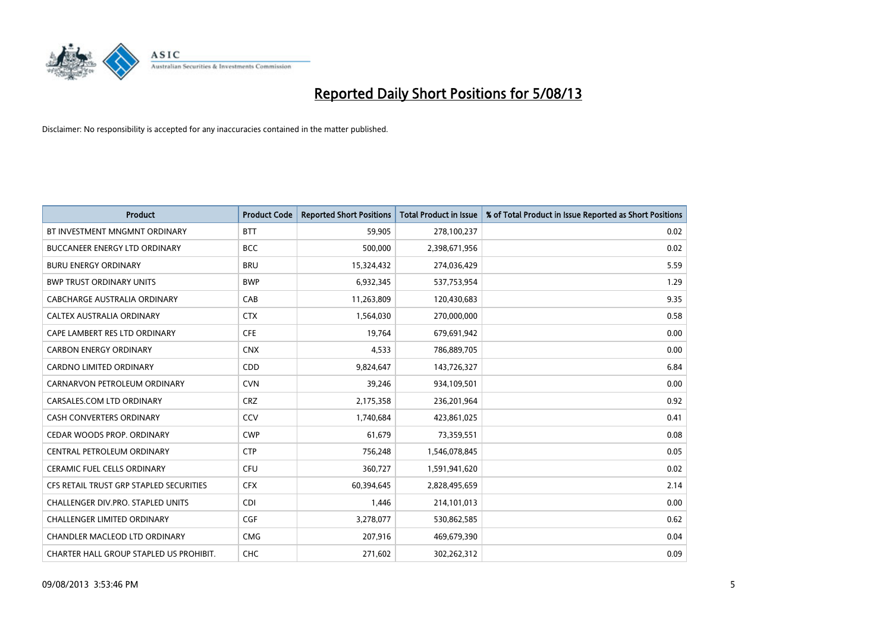# Reported Daily Short Positions for 5/08/13

Disclaimer: No responsibility is accepted for any inaccuracies contained in the matter published.

| Product | Product Code | Reported Short Positions | Total Product in Issue | % of Total Product in Issue Reported as Short Positions |
|---|---|---|---|---|
| BT INVESTMENT MNGMNT ORDINARY | BTT | 59,905 | 278,100,237 | 0.02 |
| BUCCANEER ENERGY LTD ORDINARY | BCC | 500,000 | 2,398,671,956 | 0.02 |
| BURU ENERGY ORDINARY | BRU | 15,324,432 | 274,036,429 | 5.59 |
| BWP TRUST ORDINARY UNITS | BWP | 6,932,345 | 537,753,954 | 1.29 |
| CABCHARGE AUSTRALIA ORDINARY | CAB | 11,263,809 | 120,430,683 | 9.35 |
| CALTEX AUSTRALIA ORDINARY | CTX | 1,564,030 | 270,000,000 | 0.58 |
| CAPE LAMBERT RES LTD ORDINARY | CFE | 19,764 | 679,691,942 | 0.00 |
| CARBON ENERGY ORDINARY | CNX | 4,533 | 786,889,705 | 0.00 |
| CARDNO LIMITED ORDINARY | CDD | 9,824,647 | 143,726,327 | 6.84 |
| CARNARVON PETROLEUM ORDINARY | CVN | 39,246 | 934,109,501 | 0.00 |
| CARSALES.COM LTD ORDINARY | CRZ | 2,175,358 | 236,201,964 | 0.92 |
| CASH CONVERTERS ORDINARY | CCV | 1,740,684 | 423,861,025 | 0.41 |
| CEDAR WOODS PROP. ORDINARY | CWP | 61,679 | 73,359,551 | 0.08 |
| CENTRAL PETROLEUM ORDINARY | CTP | 756,248 | 1,546,078,845 | 0.05 |
| CERAMIC FUEL CELLS ORDINARY | CFU | 360,727 | 1,591,941,620 | 0.02 |
| CFS RETAIL TRUST GRP STAPLED SECURITIES | CFX | 60,394,645 | 2,828,495,659 | 2.14 |
| CHALLENGER DIV.PRO. STAPLED UNITS | CDI | 1,446 | 214,101,013 | 0.00 |
| CHALLENGER LIMITED ORDINARY | CGF | 3,278,077 | 530,862,585 | 0.62 |
| CHANDLER MACLEOD LTD ORDINARY | CMG | 207,916 | 469,679,390 | 0.04 |
| CHARTER HALL GROUP STAPLED US PROHIBIT. | CHC | 271,602 | 302,262,312 | 0.09 |

09/08/2013 3:53:46 PM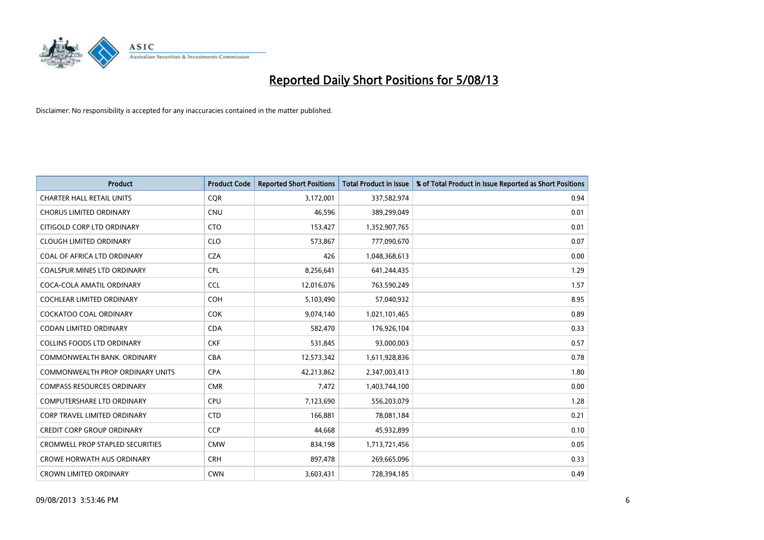# Reported Daily Short Positions for 5/08/13

Disclaimer: No responsibility is accepted for any inaccuracies contained in the matter published.

| Product | Product Code | Reported Short Positions | Total Product in Issue | % of Total Product in Issue Reported as Short Positions |
|---|---|---|---|---|
| CHARTER HALL RETAIL UNITS | CQR | 3,172,001 | 337,582,974 | 0.94 |
| CHORUS LIMITED ORDINARY | CNU | 46,596 | 389,299,049 | 0.01 |
| CITIGOLD CORP LTD ORDINARY | CTO | 153,427 | 1,352,907,765 | 0.01 |
| CLOUGH LIMITED ORDINARY | CLO | 573,867 | 777,090,670 | 0.07 |
| COAL OF AFRICA LTD ORDINARY | CZA | 426 | 1,048,368,613 | 0.00 |
| COALSPUR MINES LTD ORDINARY | CPL | 8,256,641 | 641,244,435 | 1.29 |
| COCA-COLA AMATIL ORDINARY | CCL | 12,016,076 | 763,590,249 | 1.57 |
| COCHLEAR LIMITED ORDINARY | COH | 5,103,490 | 57,040,932 | 8.95 |
| COCKATOO COAL ORDINARY | COK | 9,074,140 | 1,021,101,465 | 0.89 |
| CODAN LIMITED ORDINARY | CDA | 582,470 | 176,926,104 | 0.33 |
| COLLINS FOODS LTD ORDINARY | CKF | 531,845 | 93,000,003 | 0.57 |
| COMMONWEALTH BANK. ORDINARY | CBA | 12,573,342 | 1,611,928,836 | 0.78 |
| COMMONWEALTH PROP ORDINARY UNITS | CPA | 42,213,862 | 2,347,003,413 | 1.80 |
| COMPASS RESOURCES ORDINARY | CMR | 7,472 | 1,403,744,100 | 0.00 |
| COMPUTERSHARE LTD ORDINARY | CPU | 7,123,690 | 556,203,079 | 1.28 |
| CORP TRAVEL LIMITED ORDINARY | CTD | 166,881 | 78,081,184 | 0.21 |
| CREDIT CORP GROUP ORDINARY | CCP | 44,668 | 45,932,899 | 0.10 |
| CROMWELL PROP STAPLED SECURITIES | CMW | 834,198 | 1,713,721,456 | 0.05 |
| CROWE HORWATH AUS ORDINARY | CRH | 897,478 | 269,665,096 | 0.33 |
| CROWN LIMITED ORDINARY | CWN | 3,603,431 | 728,394,185 | 0.49 |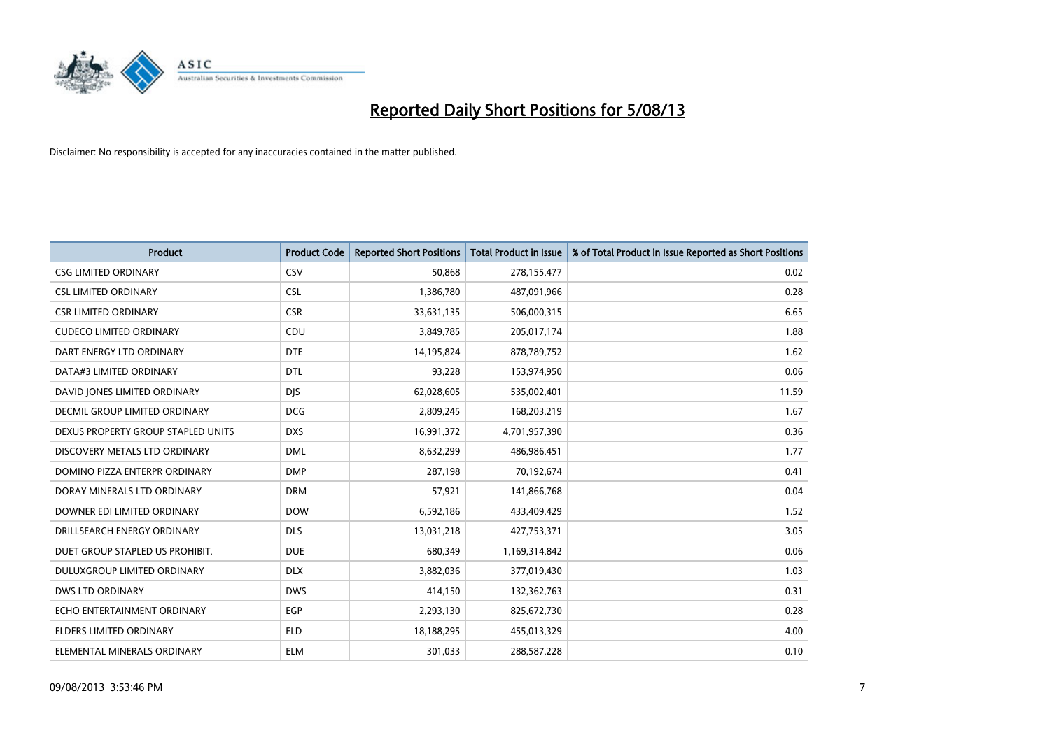# Reported Daily Short Positions for 5/08/13

Disclaimer: No responsibility is accepted for any inaccuracies contained in the matter published.

| Product | Product Code | Reported Short Positions | Total Product in Issue | % of Total Product in Issue Reported as Short Positions |
|---|---|---|---|---|
| CSG LIMITED ORDINARY | CSV | 50,868 | 278,155,477 | 0.02 |
| CSL LIMITED ORDINARY | CSL | 1,386,780 | 487,091,966 | 0.28 |
| CSR LIMITED ORDINARY | CSR | 33,631,135 | 506,000,315 | 6.65 |
| CUDECO LIMITED ORDINARY | CDU | 3,849,785 | 205,017,174 | 1.88 |
| DART ENERGY LTD ORDINARY | DTE | 14,195,824 | 878,789,752 | 1.62 |
| DATA#3 LIMITED ORDINARY | DTL | 93,228 | 153,974,950 | 0.06 |
| DAVID JONES LIMITED ORDINARY | DJS | 62,028,605 | 535,002,401 | 11.59 |
| DECMIL GROUP LIMITED ORDINARY | DCG | 2,809,245 | 168,203,219 | 1.67 |
| DEXUS PROPERTY GROUP STAPLED UNITS | DXS | 16,991,372 | 4,701,957,390 | 0.36 |
| DISCOVERY METALS LTD ORDINARY | DML | 8,632,299 | 486,986,451 | 1.77 |
| DOMINO PIZZA ENTERPR ORDINARY | DMP | 287,198 | 70,192,674 | 0.41 |
| DORAY MINERALS LTD ORDINARY | DRM | 57,921 | 141,866,768 | 0.04 |
| DOWNER EDI LIMITED ORDINARY | DOW | 6,592,186 | 433,409,429 | 1.52 |
| DRILLSEARCH ENERGY ORDINARY | DLS | 13,031,218 | 427,753,371 | 3.05 |
| DUET GROUP STAPLED US PROHIBIT. | DUE | 680,349 | 1,169,314,842 | 0.06 |
| DULUXGROUP LIMITED ORDINARY | DLX | 3,882,036 | 377,019,430 | 1.03 |
| DWS LTD ORDINARY | DWS | 414,150 | 132,362,763 | 0.31 |
| ECHO ENTERTAINMENT ORDINARY | EGP | 2,293,130 | 825,672,730 | 0.28 |
| ELDERS LIMITED ORDINARY | ELD | 18,188,295 | 455,013,329 | 4.00 |
| ELEMENTAL MINERALS ORDINARY | ELM | 301,033 | 288,587,228 | 0.10 |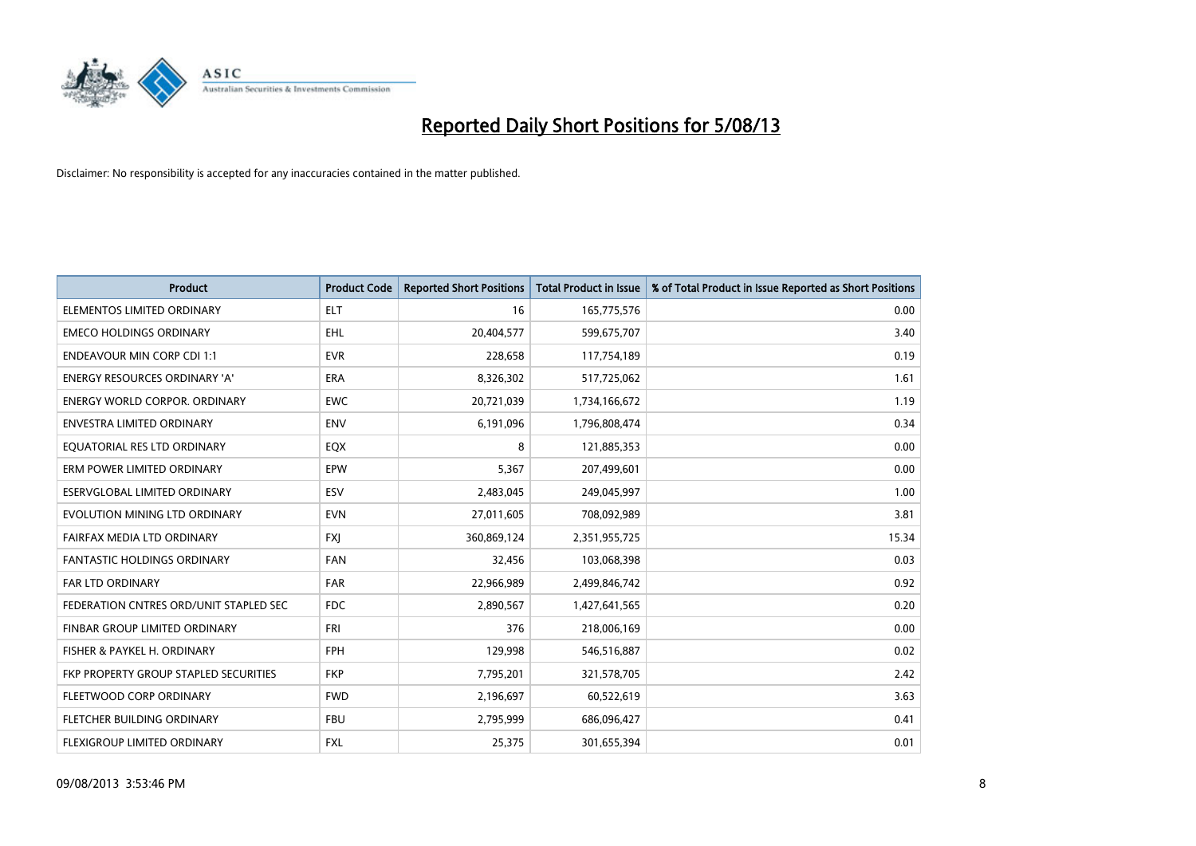# Reported Daily Short Positions for 5/08/13

Disclaimer: No responsibility is accepted for any inaccuracies contained in the matter published.

| Product | Product Code | Reported Short Positions | Total Product in Issue | % of Total Product in Issue Reported as Short Positions |
|---|---|---|---|---|
| ELEMENTOS LIMITED ORDINARY | ELT | 16 | 165,775,576 | 0.00 |
| EMECO HOLDINGS ORDINARY | EHL | 20,404,577 | 599,675,707 | 3.40 |
| ENDEAVOUR MIN CORP CDI 1:1 | EVR | 228,658 | 117,754,189 | 0.19 |
| ENERGY RESOURCES ORDINARY 'A' | ERA | 8,326,302 | 517,725,062 | 1.61 |
| ENERGY WORLD CORPOR. ORDINARY | EWC | 20,721,039 | 1,734,166,672 | 1.19 |
| ENVESTRA LIMITED ORDINARY | ENV | 6,191,096 | 1,796,808,474 | 0.34 |
| EQUATORIAL RES LTD ORDINARY | EQX | 8 | 121,885,353 | 0.00 |
| ERM POWER LIMITED ORDINARY | EPW | 5,367 | 207,499,601 | 0.00 |
| ESERVGLOBAL LIMITED ORDINARY | ESV | 2,483,045 | 249,045,997 | 1.00 |
| EVOLUTION MINING LTD ORDINARY | EVN | 27,011,605 | 708,092,989 | 3.81 |
| FAIRFAX MEDIA LTD ORDINARY | FXJ | 360,869,124 | 2,351,955,725 | 15.34 |
| FANTASTIC HOLDINGS ORDINARY | FAN | 32,456 | 103,068,398 | 0.03 |
| FAR LTD ORDINARY | FAR | 22,966,989 | 2,499,846,742 | 0.92 |
| FEDERATION CNTRES ORD/UNIT STAPLED SEC | FDC | 2,890,567 | 1,427,641,565 | 0.20 |
| FINBAR GROUP LIMITED ORDINARY | FRI | 376 | 218,006,169 | 0.00 |
| FISHER & PAYKEL H. ORDINARY | FPH | 129,998 | 546,516,887 | 0.02 |
| FKP PROPERTY GROUP STAPLED SECURITIES | FKP | 7,795,201 | 321,578,705 | 2.42 |
| FLEETWOOD CORP ORDINARY | FWD | 2,196,697 | 60,522,619 | 3.63 |
| FLETCHER BUILDING ORDINARY | FBU | 2,795,999 | 686,096,427 | 0.41 |
| FLEXIGROUP LIMITED ORDINARY | FXL | 25,375 | 301,655,394 | 0.01 |

09/08/2013 3:53:46 PM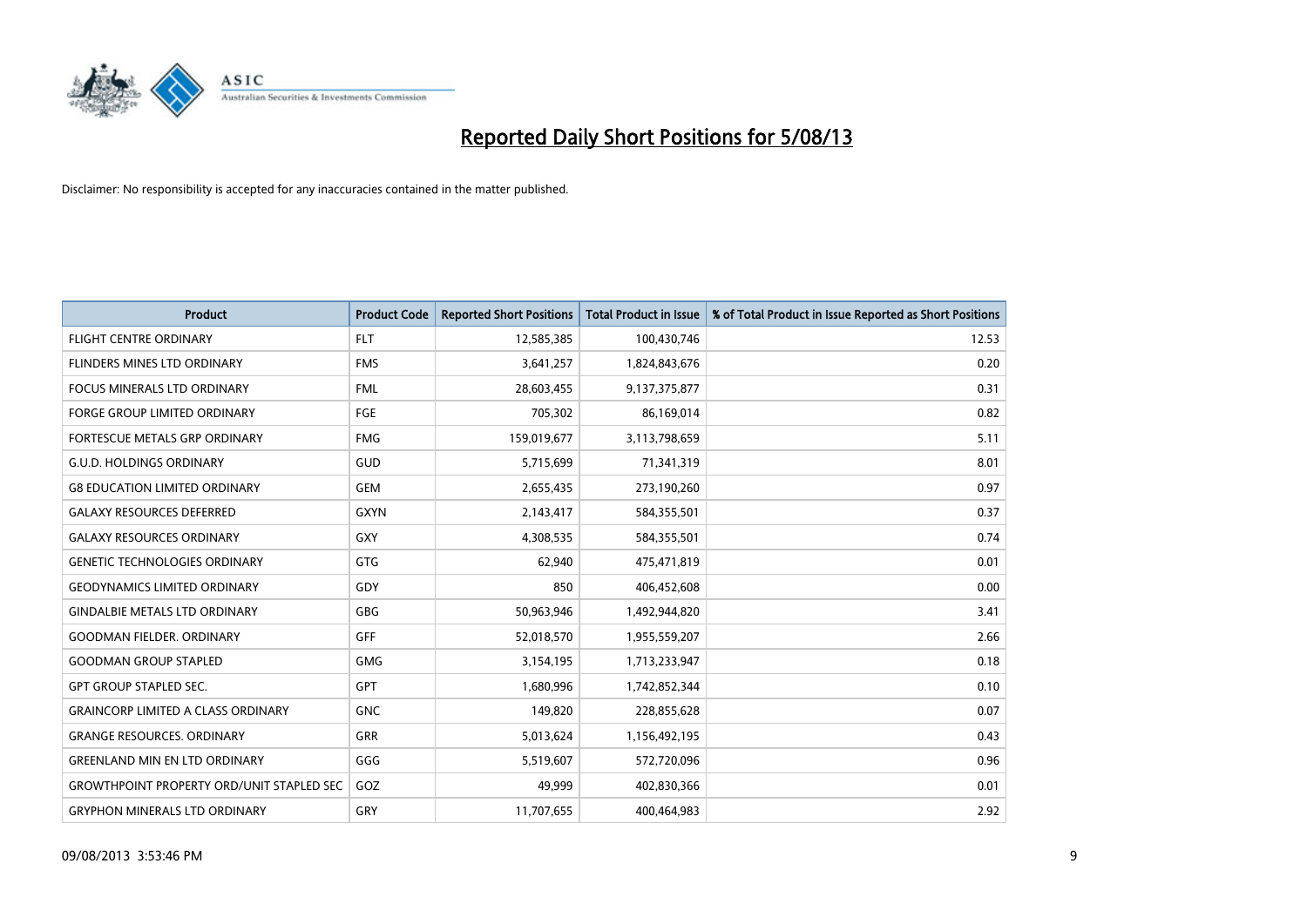# Reported Daily Short Positions for 5/08/13

Disclaimer: No responsibility is accepted for any inaccuracies contained in the matter published.

| Product | Product Code | Reported Short Positions | Total Product in Issue | % of Total Product in Issue Reported as Short Positions |
| --- | --- | --- | --- | --- |
| FLIGHT CENTRE ORDINARY | FLT | 12,585,385 | 100,430,746 | 12.53 |
| FLINDERS MINES LTD ORDINARY | FMS | 3,641,257 | 1,824,843,676 | 0.20 |
| FOCUS MINERALS LTD ORDINARY | FML | 28,603,455 | 9,137,375,877 | 0.31 |
| FORGE GROUP LIMITED ORDINARY | FGE | 705,302 | 86,169,014 | 0.82 |
| FORTESCUE METALS GRP ORDINARY | FMG | 159,019,677 | 3,113,798,659 | 5.11 |
| G.U.D. HOLDINGS ORDINARY | GUD | 5,715,699 | 71,341,319 | 8.01 |
| G8 EDUCATION LIMITED ORDINARY | GEM | 2,655,435 | 273,190,260 | 0.97 |
| GALAXY RESOURCES DEFERRED | GXYN | 2,143,417 | 584,355,501 | 0.37 |
| GALAXY RESOURCES ORDINARY | GXY | 4,308,535 | 584,355,501 | 0.74 |
| GENETIC TECHNOLOGIES ORDINARY | GTG | 62,940 | 475,471,819 | 0.01 |
| GEODYNAMICS LIMITED ORDINARY | GDY | 850 | 406,452,608 | 0.00 |
| GINDALBIE METALS LTD ORDINARY | GBG | 50,963,946 | 1,492,944,820 | 3.41 |
| GOODMAN FIELDER. ORDINARY | GFF | 52,018,570 | 1,955,559,207 | 2.66 |
| GOODMAN GROUP STAPLED | GMG | 3,154,195 | 1,713,233,947 | 0.18 |
| GPT GROUP STAPLED SEC. | GPT | 1,680,996 | 1,742,852,344 | 0.10 |
| GRAINCORP LIMITED A CLASS ORDINARY | GNC | 149,820 | 228,855,628 | 0.07 |
| GRANGE RESOURCES. ORDINARY | GRR | 5,013,624 | 1,156,492,195 | 0.43 |
| GREENLAND MIN EN LTD ORDINARY | GGG | 5,519,607 | 572,720,096 | 0.96 |
| GROWTHPOINT PROPERTY ORD/UNIT STAPLED SEC | GOZ | 49,999 | 402,830,366 | 0.01 |
| GRYPHON MINERALS LTD ORDINARY | GRY | 11,707,655 | 400,464,983 | 2.92 |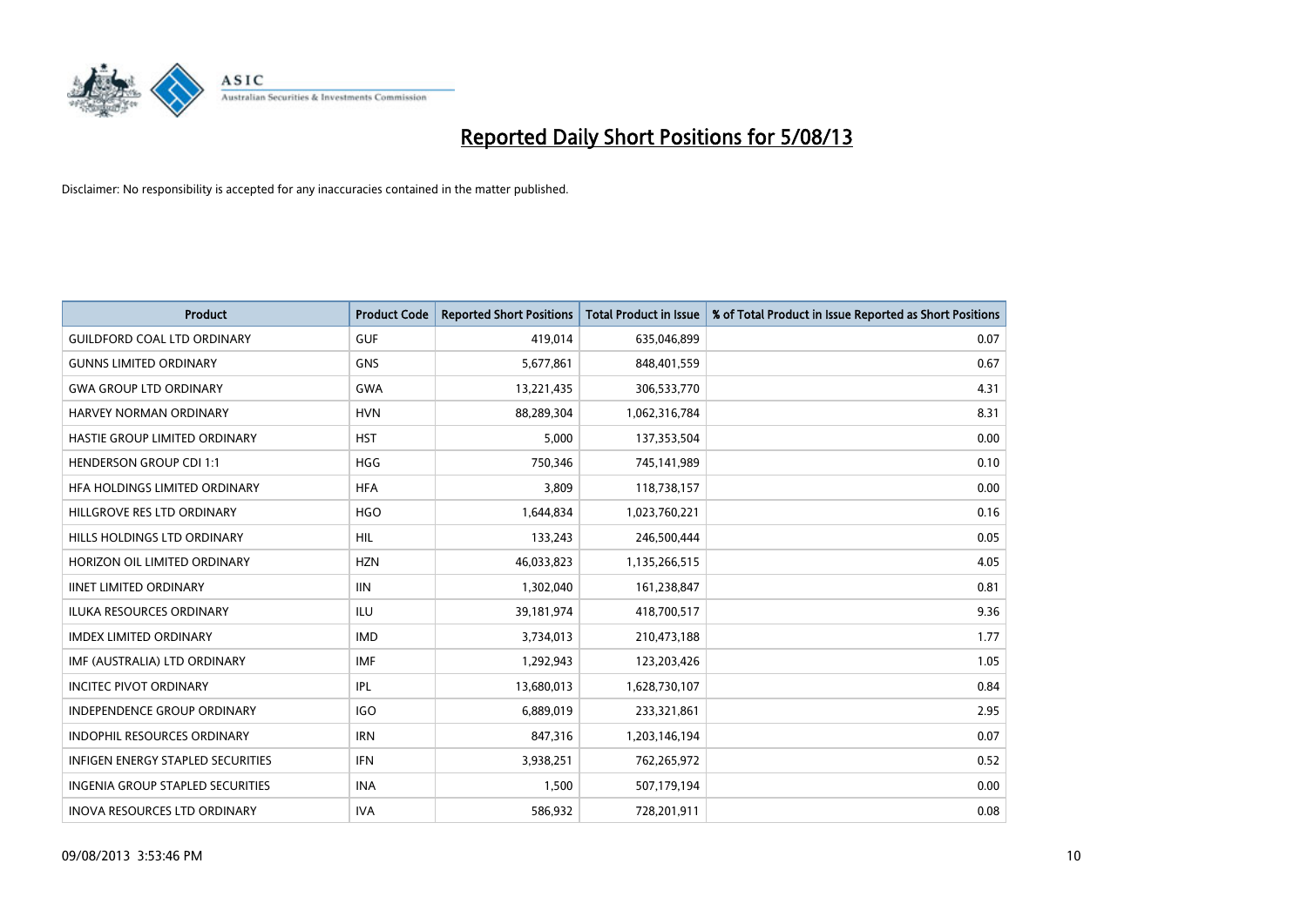# Reported Daily Short Positions for 5/08/13

Disclaimer: No responsibility is accepted for any inaccuracies contained in the matter published.

| Product | Product Code | Reported Short Positions | Total Product in Issue | % of Total Product in Issue Reported as Short Positions |
|---|---|---|---|---|
| GUILDFORD COAL LTD ORDINARY | GUF | 419,014 | 635,046,899 | 0.07 |
| GUNNS LIMITED ORDINARY | GNS | 5,677,861 | 848,401,559 | 0.67 |
| GWA GROUP LTD ORDINARY | GWA | 13,221,435 | 306,533,770 | 4.31 |
| HARVEY NORMAN ORDINARY | HVN | 88,289,304 | 1,062,316,784 | 8.31 |
| HASTIE GROUP LIMITED ORDINARY | HST | 5,000 | 137,353,504 | 0.00 |
| HENDERSON GROUP CDI 1:1 | HGG | 750,346 | 745,141,989 | 0.10 |
| HFA HOLDINGS LIMITED ORDINARY | HFA | 3,809 | 118,738,157 | 0.00 |
| HILLGROVE RES LTD ORDINARY | HGO | 1,644,834 | 1,023,760,221 | 0.16 |
| HILLS HOLDINGS LTD ORDINARY | HIL | 133,243 | 246,500,444 | 0.05 |
| HORIZON OIL LIMITED ORDINARY | HZN | 46,033,823 | 1,135,266,515 | 4.05 |
| IINET LIMITED ORDINARY | IIN | 1,302,040 | 161,238,847 | 0.81 |
| ILUKA RESOURCES ORDINARY | ILU | 39,181,974 | 418,700,517 | 9.36 |
| IMDEX LIMITED ORDINARY | IMD | 3,734,013 | 210,473,188 | 1.77 |
| IMF (AUSTRALIA) LTD ORDINARY | IMF | 1,292,943 | 123,203,426 | 1.05 |
| INCITEC PIVOT ORDINARY | IPL | 13,680,013 | 1,628,730,107 | 0.84 |
| INDEPENDENCE GROUP ORDINARY | IGO | 6,889,019 | 233,321,861 | 2.95 |
| INDOPHIL RESOURCES ORDINARY | IRN | 847,316 | 1,203,146,194 | 0.07 |
| INFIGEN ENERGY STAPLED SECURITIES | IFN | 3,938,251 | 762,265,972 | 0.52 |
| INGENIA GROUP STAPLED SECURITIES | INA | 1,500 | 507,179,194 | 0.00 |
| INOVA RESOURCES LTD ORDINARY | IVA | 586,932 | 728,201,911 | 0.08 |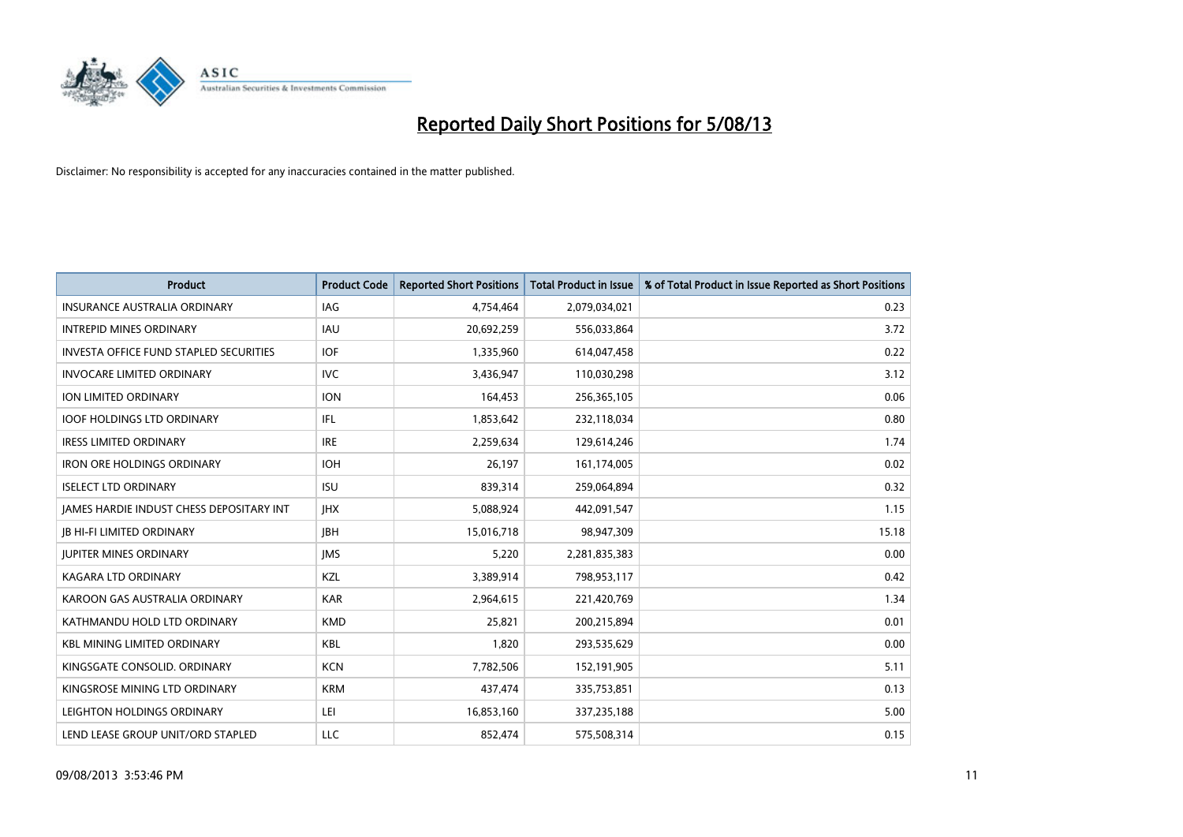# Reported Daily Short Positions for 5/08/13

Disclaimer: No responsibility is accepted for any inaccuracies contained in the matter published.

| Product | Product Code | Reported Short Positions | Total Product in Issue | % of Total Product in Issue Reported as Short Positions |
|---|---|---|---|---|
| INSURANCE AUSTRALIA ORDINARY | IAG | 4,754,464 | 2,079,034,021 | 0.23 |
| INTREPID MINES ORDINARY | IAU | 20,692,259 | 556,033,864 | 3.72 |
| INVESTA OFFICE FUND STAPLED SECURITIES | IOF | 1,335,960 | 614,047,458 | 0.22 |
| INVOCARE LIMITED ORDINARY | IVC | 3,436,947 | 110,030,298 | 3.12 |
| ION LIMITED ORDINARY | ION | 164,453 | 256,365,105 | 0.06 |
| IOOF HOLDINGS LTD ORDINARY | IFL | 1,853,642 | 232,118,034 | 0.80 |
| IRESS LIMITED ORDINARY | IRE | 2,259,634 | 129,614,246 | 1.74 |
| IRON ORE HOLDINGS ORDINARY | IOH | 26,197 | 161,174,005 | 0.02 |
| ISELECT LTD ORDINARY | ISU | 839,314 | 259,064,894 | 0.32 |
| JAMES HARDIE INDUST CHESS DEPOSITARY INT | JHX | 5,088,924 | 442,091,547 | 1.15 |
| JB HI-FI LIMITED ORDINARY | JBH | 15,016,718 | 98,947,309 | 15.18 |
| JUPITER MINES ORDINARY | JMS | 5,220 | 2,281,835,383 | 0.00 |
| KAGARA LTD ORDINARY | KZL | 3,389,914 | 798,953,117 | 0.42 |
| KAROON GAS AUSTRALIA ORDINARY | KAR | 2,964,615 | 221,420,769 | 1.34 |
| KATHMANDU HOLD LTD ORDINARY | KMD | 25,821 | 200,215,894 | 0.01 |
| KBL MINING LIMITED ORDINARY | KBL | 1,820 | 293,535,629 | 0.00 |
| KINGSGATE CONSOLID. ORDINARY | KCN | 7,782,506 | 152,191,905 | 5.11 |
| KINGSROSE MINING LTD ORDINARY | KRM | 437,474 | 335,753,851 | 0.13 |
| LEIGHTON HOLDINGS ORDINARY | LEI | 16,853,160 | 337,235,188 | 5.00 |
| LEND LEASE GROUP UNIT/ORD STAPLED | LLC | 852,474 | 575,508,314 | 0.15 |

09/08/2013 3:53:46 PM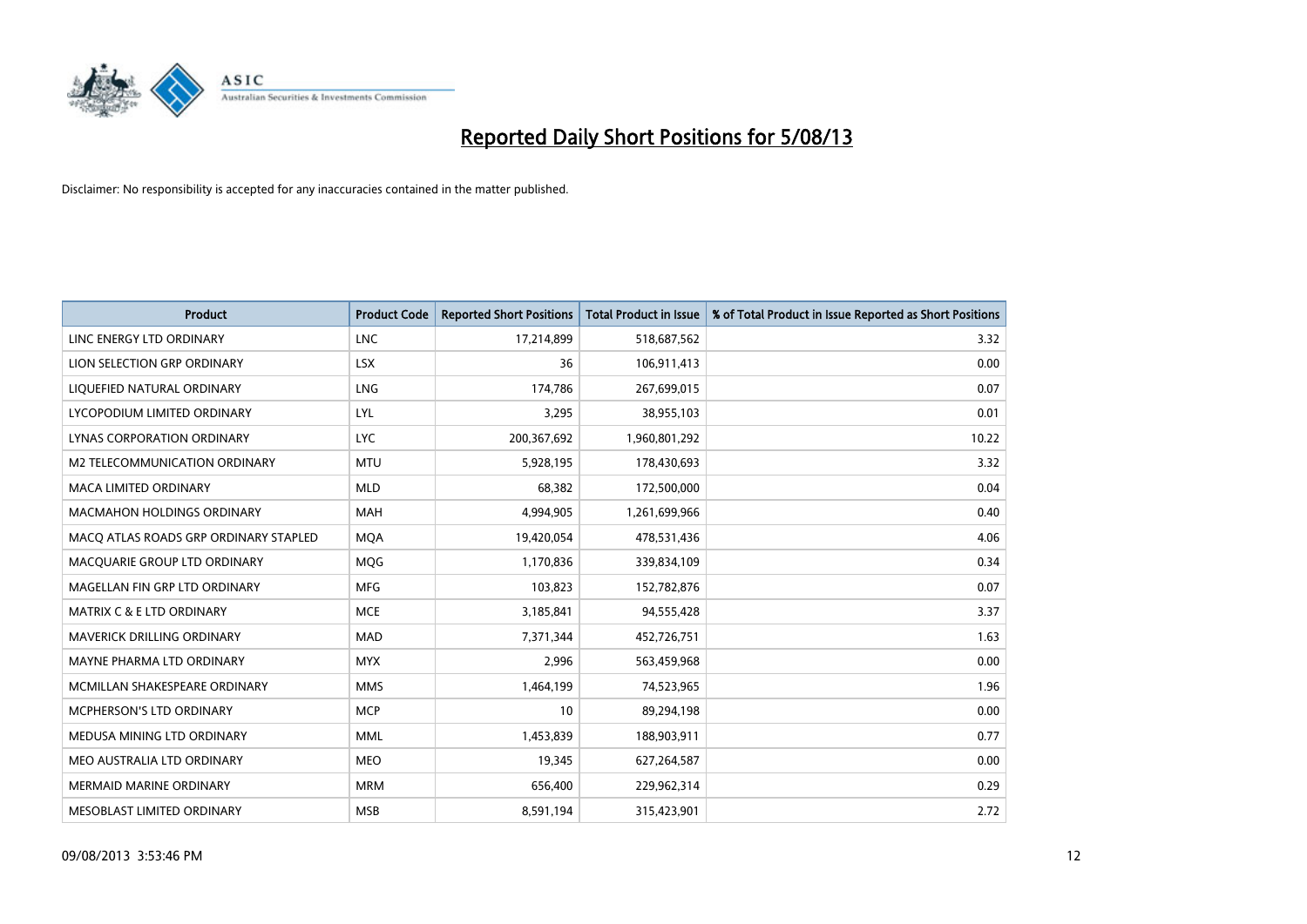# Reported Daily Short Positions for 5/08/13

Disclaimer: No responsibility is accepted for any inaccuracies contained in the matter published.

| Product | Product Code | Reported Short Positions | Total Product in Issue | % of Total Product in Issue Reported as Short Positions |
|---|---|---|---|---|
| LINC ENERGY LTD ORDINARY | LNC | 17,214,899 | 518,687,562 | 3.32 |
| LION SELECTION GRP ORDINARY | LSX | 36 | 106,911,413 | 0.00 |
| LIQUEFIED NATURAL ORDINARY | LNG | 174,786 | 267,699,015 | 0.07 |
| LYCOPODIUM LIMITED ORDINARY | LYL | 3,295 | 38,955,103 | 0.01 |
| LYNAS CORPORATION ORDINARY | LYC | 200,367,692 | 1,960,801,292 | 10.22 |
| M2 TELECOMMUNICATION ORDINARY | MTU | 5,928,195 | 178,430,693 | 3.32 |
| MACA LIMITED ORDINARY | MLD | 68,382 | 172,500,000 | 0.04 |
| MACMAHON HOLDINGS ORDINARY | MAH | 4,994,905 | 1,261,699,966 | 0.40 |
| MACQ ATLAS ROADS GRP ORDINARY STAPLED | MQA | 19,420,054 | 478,531,436 | 4.06 |
| MACQUARIE GROUP LTD ORDINARY | MQG | 1,170,836 | 339,834,109 | 0.34 |
| MAGELLAN FIN GRP LTD ORDINARY | MFG | 103,823 | 152,782,876 | 0.07 |
| MATRIX C & E LTD ORDINARY | MCE | 3,185,841 | 94,555,428 | 3.37 |
| MAVERICK DRILLING ORDINARY | MAD | 7,371,344 | 452,726,751 | 1.63 |
| MAYNE PHARMA LTD ORDINARY | MYX | 2,996 | 563,459,968 | 0.00 |
| MCMILLAN SHAKESPEARE ORDINARY | MMS | 1,464,199 | 74,523,965 | 1.96 |
| MCPHERSON'S LTD ORDINARY | MCP | 10 | 89,294,198 | 0.00 |
| MEDUSA MINING LTD ORDINARY | MML | 1,453,839 | 188,903,911 | 0.77 |
| MEO AUSTRALIA LTD ORDINARY | MEO | 19,345 | 627,264,587 | 0.00 |
| MERMAID MARINE ORDINARY | MRM | 656,400 | 229,962,314 | 0.29 |
| MESOBLAST LIMITED ORDINARY | MSB | 8,591,194 | 315,423,901 | 2.72 |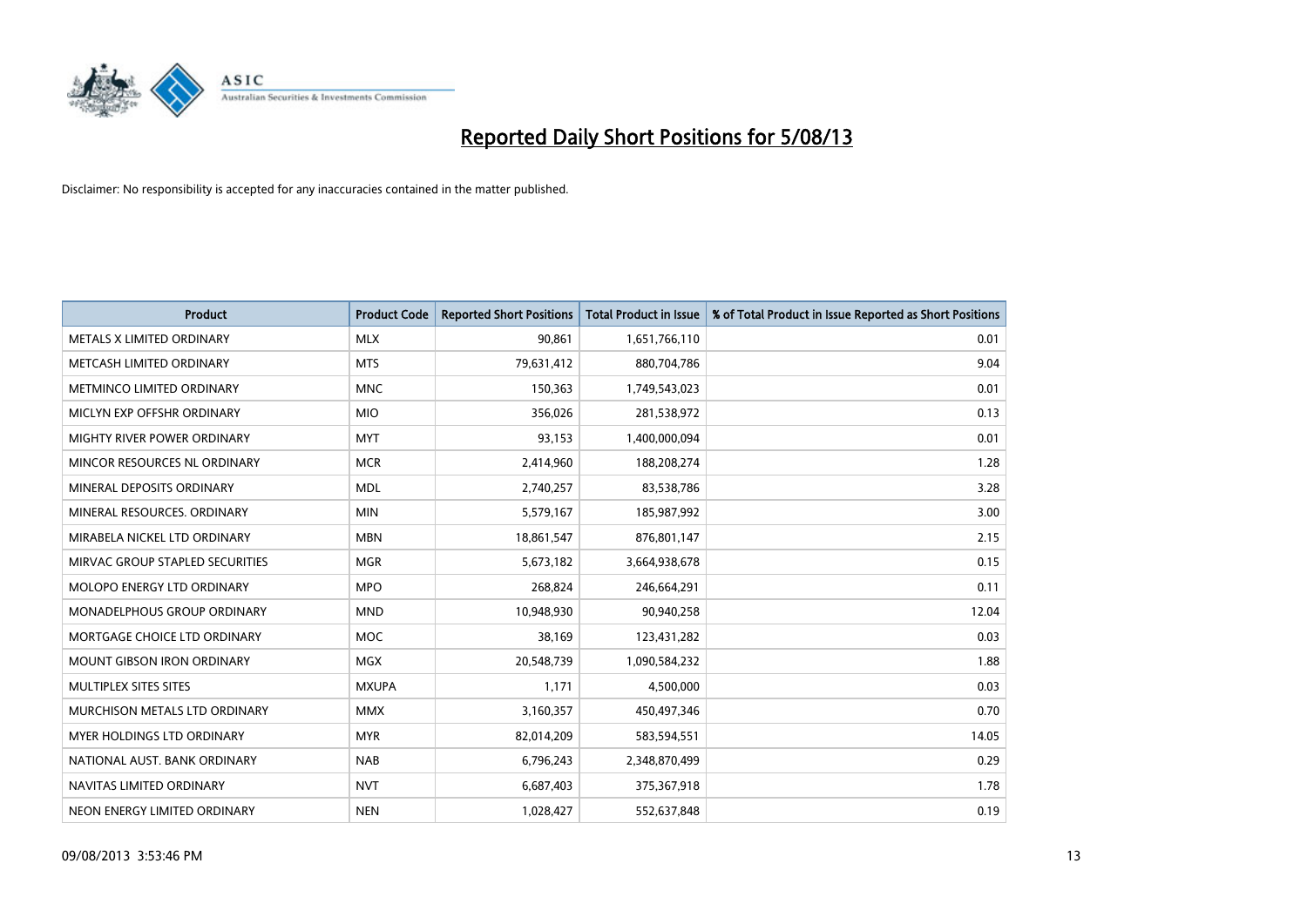# Reported Daily Short Positions for 5/08/13

Disclaimer: No responsibility is accepted for any inaccuracies contained in the matter published.

| Product | Product Code | Reported Short Positions | Total Product in Issue | % of Total Product in Issue Reported as Short Positions |
|---|---|---|---|---|
| METALS X LIMITED ORDINARY | MLX | 90,861 | 1,651,766,110 | 0.01 |
| METCASH LIMITED ORDINARY | MTS | 79,631,412 | 880,704,786 | 9.04 |
| METMINCO LIMITED ORDINARY | MNC | 150,363 | 1,749,543,023 | 0.01 |
| MICLYN EXP OFFSHR ORDINARY | MIO | 356,026 | 281,538,972 | 0.13 |
| MIGHTY RIVER POWER ORDINARY | MYT | 93,153 | 1,400,000,094 | 0.01 |
| MINCOR RESOURCES NL ORDINARY | MCR | 2,414,960 | 188,208,274 | 1.28 |
| MINERAL DEPOSITS ORDINARY | MDL | 2,740,257 | 83,538,786 | 3.28 |
| MINERAL RESOURCES. ORDINARY | MIN | 5,579,167 | 185,987,992 | 3.00 |
| MIRABELA NICKEL LTD ORDINARY | MBN | 18,861,547 | 876,801,147 | 2.15 |
| MIRVAC GROUP STAPLED SECURITIES | MGR | 5,673,182 | 3,664,938,678 | 0.15 |
| MOLOPO ENERGY LTD ORDINARY | MPO | 268,824 | 246,664,291 | 0.11 |
| MONADELPHOUS GROUP ORDINARY | MND | 10,948,930 | 90,940,258 | 12.04 |
| MORTGAGE CHOICE LTD ORDINARY | MOC | 38,169 | 123,431,282 | 0.03 |
| MOUNT GIBSON IRON ORDINARY | MGX | 20,548,739 | 1,090,584,232 | 1.88 |
| MULTIPLEX SITES SITES | MXUPA | 1,171 | 4,500,000 | 0.03 |
| MURCHISON METALS LTD ORDINARY | MMX | 3,160,357 | 450,497,346 | 0.70 |
| MYER HOLDINGS LTD ORDINARY | MYR | 82,014,209 | 583,594,551 | 14.05 |
| NATIONAL AUST. BANK ORDINARY | NAB | 6,796,243 | 2,348,870,499 | 0.29 |
| NAVITAS LIMITED ORDINARY | NVT | 6,687,403 | 375,367,918 | 1.78 |
| NEON ENERGY LIMITED ORDINARY | NEN | 1,028,427 | 552,637,848 | 0.19 |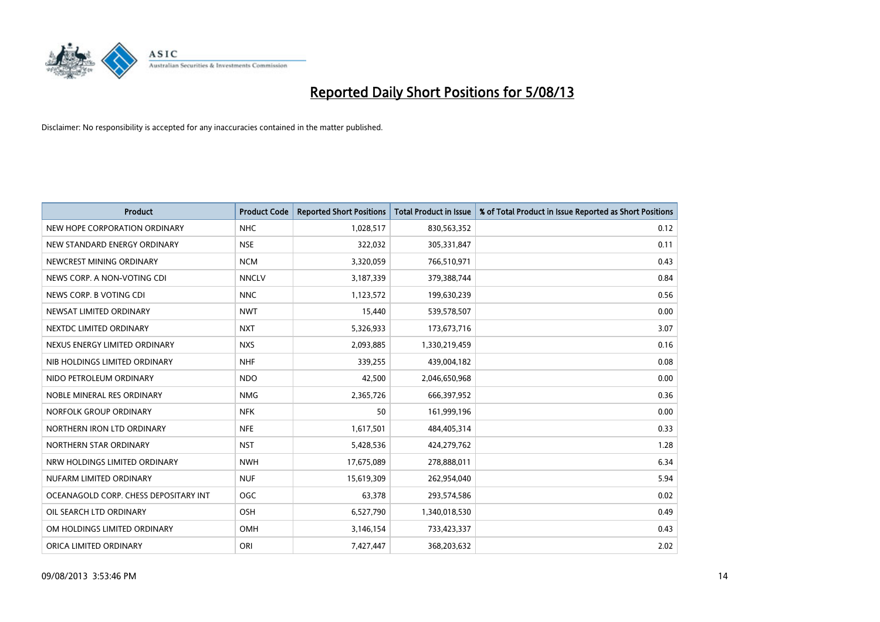# Reported Daily Short Positions for 5/08/13

Disclaimer: No responsibility is accepted for any inaccuracies contained in the matter published.

| Product | Product Code | Reported Short Positions | Total Product in Issue | % of Total Product in Issue Reported as Short Positions |
|---|---|---|---|---|
| NEW HOPE CORPORATION ORDINARY | NHC | 1,028,517 | 830,563,352 | 0.12 |
| NEW STANDARD ENERGY ORDINARY | NSE | 322,032 | 305,331,847 | 0.11 |
| NEWCREST MINING ORDINARY | NCM | 3,320,059 | 766,510,971 | 0.43 |
| NEWS CORP. A NON-VOTING CDI | NNCLV | 3,187,339 | 379,388,744 | 0.84 |
| NEWS CORP. B VOTING CDI | NNC | 1,123,572 | 199,630,239 | 0.56 |
| NEWSAT LIMITED ORDINARY | NWT | 15,440 | 539,578,507 | 0.00 |
| NEXTDC LIMITED ORDINARY | NXT | 5,326,933 | 173,673,716 | 3.07 |
| NEXUS ENERGY LIMITED ORDINARY | NXS | 2,093,885 | 1,330,219,459 | 0.16 |
| NIB HOLDINGS LIMITED ORDINARY | NHF | 339,255 | 439,004,182 | 0.08 |
| NIDO PETROLEUM ORDINARY | NDO | 42,500 | 2,046,650,968 | 0.00 |
| NOBLE MINERAL RES ORDINARY | NMG | 2,365,726 | 666,397,952 | 0.36 |
| NORFOLK GROUP ORDINARY | NFK | 50 | 161,999,196 | 0.00 |
| NORTHERN IRON LTD ORDINARY | NFE | 1,617,501 | 484,405,314 | 0.33 |
| NORTHERN STAR ORDINARY | NST | 5,428,536 | 424,279,762 | 1.28 |
| NRW HOLDINGS LIMITED ORDINARY | NWH | 17,675,089 | 278,888,011 | 6.34 |
| NUFARM LIMITED ORDINARY | NUF | 15,619,309 | 262,954,040 | 5.94 |
| OCEANAGOLD CORP. CHESS DEPOSITARY INT | OGC | 63,378 | 293,574,586 | 0.02 |
| OIL SEARCH LTD ORDINARY | OSH | 6,527,790 | 1,340,018,530 | 0.49 |
| OM HOLDINGS LIMITED ORDINARY | OMH | 3,146,154 | 733,423,337 | 0.43 |
| ORICA LIMITED ORDINARY | ORI | 7,427,447 | 368,203,632 | 2.02 |

09/08/2013 3:53:46 PM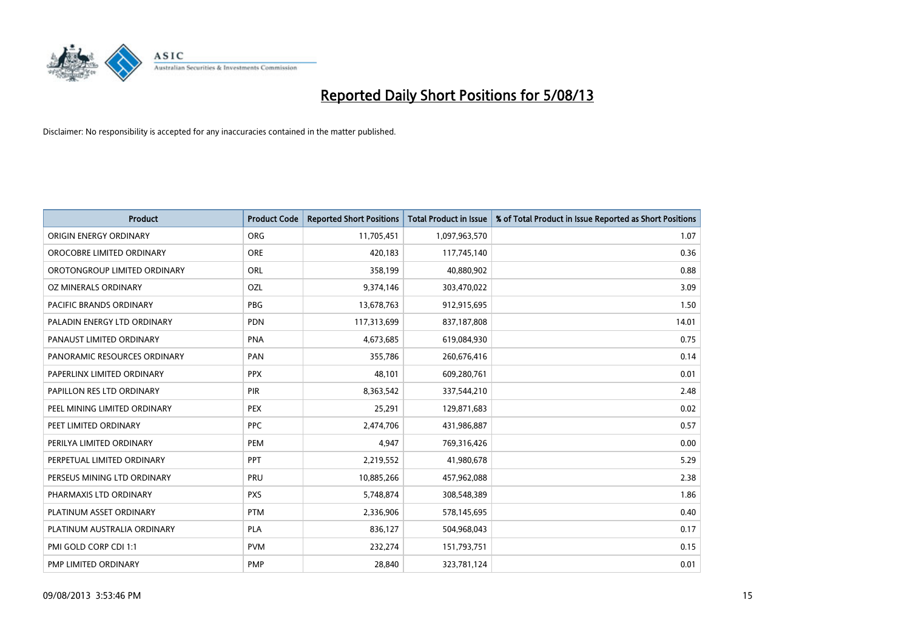# Reported Daily Short Positions for 5/08/13

Disclaimer: No responsibility is accepted for any inaccuracies contained in the matter published.

| Product | Product Code | Reported Short Positions | Total Product in Issue | % of Total Product in Issue Reported as Short Positions |
|---|---|---|---|---|
| ORIGIN ENERGY ORDINARY | ORG | 11,705,451 | 1,097,963,570 | 1.07 |
| OROCOBRE LIMITED ORDINARY | ORE | 420,183 | 117,745,140 | 0.36 |
| OROTONGROUP LIMITED ORDINARY | ORL | 358,199 | 40,880,902 | 0.88 |
| OZ MINERALS ORDINARY | OZL | 9,374,146 | 303,470,022 | 3.09 |
| PACIFIC BRANDS ORDINARY | PBG | 13,678,763 | 912,915,695 | 1.50 |
| PALADIN ENERGY LTD ORDINARY | PDN | 117,313,699 | 837,187,808 | 14.01 |
| PANAUST LIMITED ORDINARY | PNA | 4,673,685 | 619,084,930 | 0.75 |
| PANORAMIC RESOURCES ORDINARY | PAN | 355,786 | 260,676,416 | 0.14 |
| PAPERLINX LIMITED ORDINARY | PPX | 48,101 | 609,280,761 | 0.01 |
| PAPILLON RES LTD ORDINARY | PIR | 8,363,542 | 337,544,210 | 2.48 |
| PEEL MINING LIMITED ORDINARY | PEX | 25,291 | 129,871,683 | 0.02 |
| PEET LIMITED ORDINARY | PPC | 2,474,706 | 431,986,887 | 0.57 |
| PERILYA LIMITED ORDINARY | PEM | 4,947 | 769,316,426 | 0.00 |
| PERPETUAL LIMITED ORDINARY | PPT | 2,219,552 | 41,980,678 | 5.29 |
| PERSEUS MINING LTD ORDINARY | PRU | 10,885,266 | 457,962,088 | 2.38 |
| PHARMAXIS LTD ORDINARY | PXS | 5,748,874 | 308,548,389 | 1.86 |
| PLATINUM ASSET ORDINARY | PTM | 2,336,906 | 578,145,695 | 0.40 |
| PLATINUM AUSTRALIA ORDINARY | PLA | 836,127 | 504,968,043 | 0.17 |
| PMI GOLD CORP CDI 1:1 | PVM | 232,274 | 151,793,751 | 0.15 |
| PMP LIMITED ORDINARY | PMP | 28,840 | 323,781,124 | 0.01 |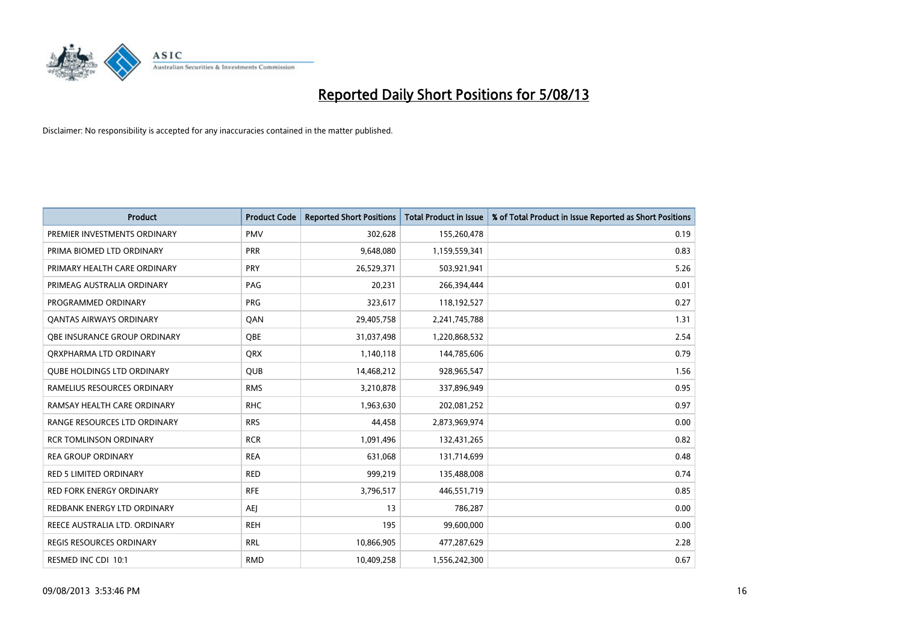# Reported Daily Short Positions for 5/08/13

Disclaimer: No responsibility is accepted for any inaccuracies contained in the matter published.

| Product | Product Code | Reported Short Positions | Total Product in Issue | % of Total Product in Issue Reported as Short Positions |
|---|---|---|---|---|
| PREMIER INVESTMENTS ORDINARY | PMV | 302,628 | 155,260,478 | 0.19 |
| PRIMA BIOMED LTD ORDINARY | PRR | 9,648,080 | 1,159,559,341 | 0.83 |
| PRIMARY HEALTH CARE ORDINARY | PRY | 26,529,371 | 503,921,941 | 5.26 |
| PRIMEAG AUSTRALIA ORDINARY | PAG | 20,231 | 266,394,444 | 0.01 |
| PROGRAMMED ORDINARY | PRG | 323,617 | 118,192,527 | 0.27 |
| QANTAS AIRWAYS ORDINARY | QAN | 29,405,758 | 2,241,745,788 | 1.31 |
| QBE INSURANCE GROUP ORDINARY | QBE | 31,037,498 | 1,220,868,532 | 2.54 |
| QRXPHARMA LTD ORDINARY | QRX | 1,140,118 | 144,785,606 | 0.79 |
| QUBE HOLDINGS LTD ORDINARY | QUB | 14,468,212 | 928,965,547 | 1.56 |
| RAMELIUS RESOURCES ORDINARY | RMS | 3,210,878 | 337,896,949 | 0.95 |
| RAMSAY HEALTH CARE ORDINARY | RHC | 1,963,630 | 202,081,252 | 0.97 |
| RANGE RESOURCES LTD ORDINARY | RRS | 44,458 | 2,873,969,974 | 0.00 |
| RCR TOMLINSON ORDINARY | RCR | 1,091,496 | 132,431,265 | 0.82 |
| REA GROUP ORDINARY | REA | 631,068 | 131,714,699 | 0.48 |
| RED 5 LIMITED ORDINARY | RED | 999,219 | 135,488,008 | 0.74 |
| RED FORK ENERGY ORDINARY | RFE | 3,796,517 | 446,551,719 | 0.85 |
| REDBANK ENERGY LTD ORDINARY | AEJ | 13 | 786,287 | 0.00 |
| REECE AUSTRALIA LTD. ORDINARY | REH | 195 | 99,600,000 | 0.00 |
| REGIS RESOURCES ORDINARY | RRL | 10,866,905 | 477,287,629 | 2.28 |
| RESMED INC CDI 10:1 | RMD | 10,409,258 | 1,556,242,300 | 0.67 |

09/08/2013 3:53:46 PM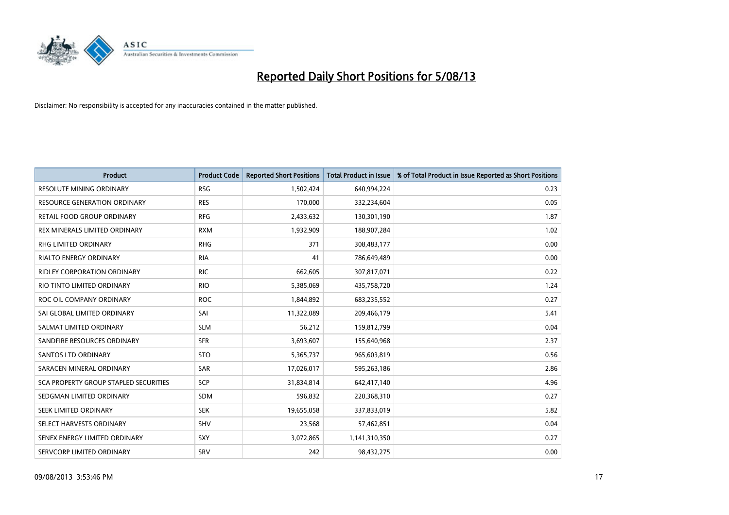# Reported Daily Short Positions for 5/08/13

Disclaimer: No responsibility is accepted for any inaccuracies contained in the matter published.

| Product | Product Code | Reported Short Positions | Total Product in Issue | % of Total Product in Issue Reported as Short Positions |
|---|---|---|---|---|
| RESOLUTE MINING ORDINARY | RSG | 1,502,424 | 640,994,224 | 0.23 |
| RESOURCE GENERATION ORDINARY | RES | 170,000 | 332,234,604 | 0.05 |
| RETAIL FOOD GROUP ORDINARY | RFG | 2,433,632 | 130,301,190 | 1.87 |
| REX MINERALS LIMITED ORDINARY | RXM | 1,932,909 | 188,907,284 | 1.02 |
| RHG LIMITED ORDINARY | RHG | 371 | 308,483,177 | 0.00 |
| RIALTO ENERGY ORDINARY | RIA | 41 | 786,649,489 | 0.00 |
| RIDLEY CORPORATION ORDINARY | RIC | 662,605 | 307,817,071 | 0.22 |
| RIO TINTO LIMITED ORDINARY | RIO | 5,385,069 | 435,758,720 | 1.24 |
| ROC OIL COMPANY ORDINARY | ROC | 1,844,892 | 683,235,552 | 0.27 |
| SAI GLOBAL LIMITED ORDINARY | SAI | 11,322,089 | 209,466,179 | 5.41 |
| SALMAT LIMITED ORDINARY | SLM | 56,212 | 159,812,799 | 0.04 |
| SANDFIRE RESOURCES ORDINARY | SFR | 3,693,607 | 155,640,968 | 2.37 |
| SANTOS LTD ORDINARY | STO | 5,365,737 | 965,603,819 | 0.56 |
| SARACEN MINERAL ORDINARY | SAR | 17,026,017 | 595,263,186 | 2.86 |
| SCA PROPERTY GROUP STAPLED SECURITIES | SCP | 31,834,814 | 642,417,140 | 4.96 |
| SEDGMAN LIMITED ORDINARY | SDM | 596,832 | 220,368,310 | 0.27 |
| SEEK LIMITED ORDINARY | SEK | 19,655,058 | 337,833,019 | 5.82 |
| SELECT HARVESTS ORDINARY | SHV | 23,568 | 57,462,851 | 0.04 |
| SENEX ENERGY LIMITED ORDINARY | SXY | 3,072,865 | 1,141,310,350 | 0.27 |
| SERVCORP LIMITED ORDINARY | SRV | 242 | 98,432,275 | 0.00 |

09/08/2013 3:53:46 PM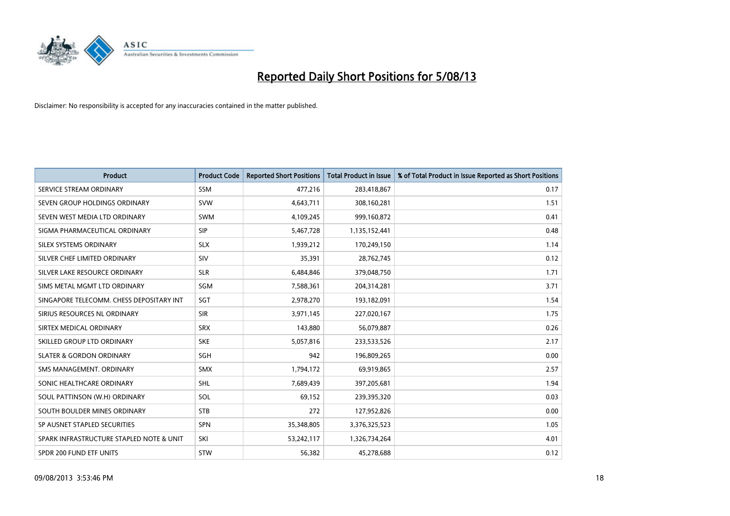# Reported Daily Short Positions for 5/08/13

Disclaimer: No responsibility is accepted for any inaccuracies contained in the matter published.

| Product | Product Code | Reported Short Positions | Total Product in Issue | % of Total Product in Issue Reported as Short Positions |
|---|---|---|---|---|
| SERVICE STREAM ORDINARY | SSM | 477,216 | 283,418,867 | 0.17 |
| SEVEN GROUP HOLDINGS ORDINARY | SVW | 4,643,711 | 308,160,281 | 1.51 |
| SEVEN WEST MEDIA LTD ORDINARY | SWM | 4,109,245 | 999,160,872 | 0.41 |
| SIGMA PHARMACEUTICAL ORDINARY | SIP | 5,467,728 | 1,135,152,441 | 0.48 |
| SILEX SYSTEMS ORDINARY | SLX | 1,939,212 | 170,249,150 | 1.14 |
| SILVER CHEF LIMITED ORDINARY | SIV | 35,391 | 28,762,745 | 0.12 |
| SILVER LAKE RESOURCE ORDINARY | SLR | 6,484,846 | 379,048,750 | 1.71 |
| SIMS METAL MGMT LTD ORDINARY | SGM | 7,588,361 | 204,314,281 | 3.71 |
| SINGAPORE TELECOMM. CHESS DEPOSITARY INT | SGT | 2,978,270 | 193,182,091 | 1.54 |
| SIRIUS RESOURCES NL ORDINARY | SIR | 3,971,145 | 227,020,167 | 1.75 |
| SIRTEX MEDICAL ORDINARY | SRX | 143,880 | 56,079,887 | 0.26 |
| SKILLED GROUP LTD ORDINARY | SKE | 5,057,816 | 233,533,526 | 2.17 |
| SLATER & GORDON ORDINARY | SGH | 942 | 196,809,265 | 0.00 |
| SMS MANAGEMENT. ORDINARY | SMX | 1,794,172 | 69,919,865 | 2.57 |
| SONIC HEALTHCARE ORDINARY | SHL | 7,689,439 | 397,205,681 | 1.94 |
| SOUL PATTINSON (W.H) ORDINARY | SOL | 69,152 | 239,395,320 | 0.03 |
| SOUTH BOULDER MINES ORDINARY | STB | 272 | 127,952,826 | 0.00 |
| SP AUSNET STAPLED SECURITIES | SPN | 35,348,805 | 3,376,325,523 | 1.05 |
| SPARK INFRASTRUCTURE STAPLED NOTE & UNIT | SKI | 53,242,117 | 1,326,734,264 | 4.01 |
| SPDR 200 FUND ETF UNITS | STW | 56,382 | 45,278,688 | 0.12 |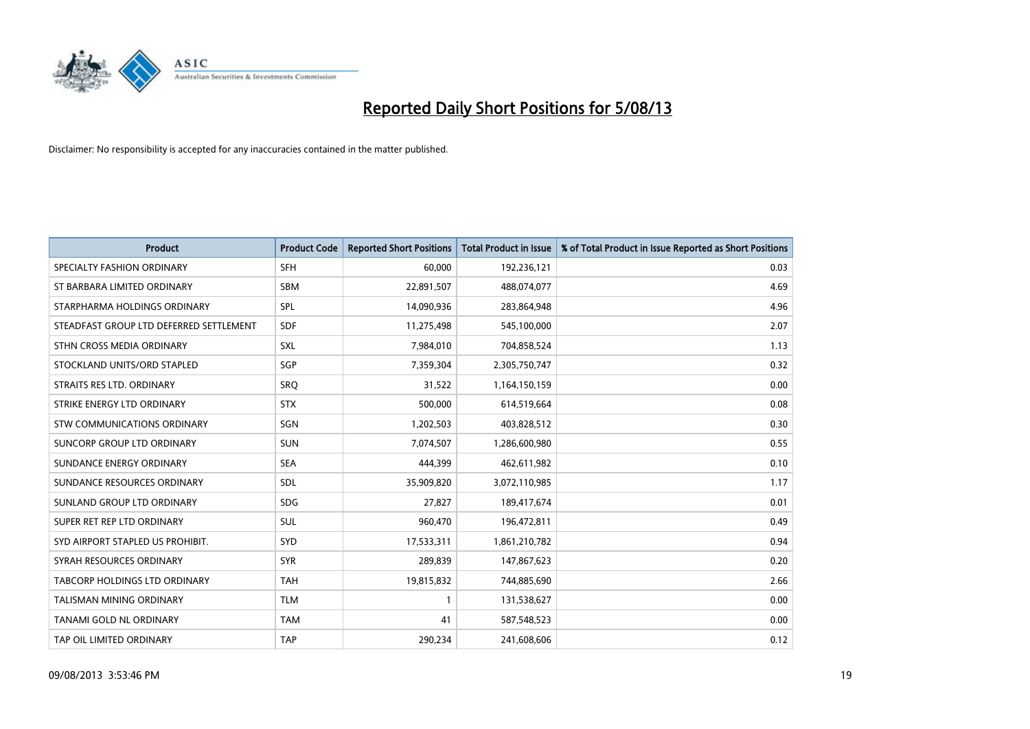# Reported Daily Short Positions for 5/08/13

Disclaimer: No responsibility is accepted for any inaccuracies contained in the matter published.

| Product | Product Code | Reported Short Positions | Total Product in Issue | % of Total Product in Issue Reported as Short Positions |
|---|---|---|---|---|
| SPECIALTY FASHION ORDINARY | SFH | 60,000 | 192,236,121 | 0.03 |
| ST BARBARA LIMITED ORDINARY | SBM | 22,891,507 | 488,074,077 | 4.69 |
| STARPHARMA HOLDINGS ORDINARY | SPL | 14,090,936 | 283,864,948 | 4.96 |
| STEADFAST GROUP LTD DEFERRED SETTLEMENT | SDF | 11,275,498 | 545,100,000 | 2.07 |
| STHN CROSS MEDIA ORDINARY | SXL | 7,984,010 | 704,858,524 | 1.13 |
| STOCKLAND UNITS/ORD STAPLED | SGP | 7,359,304 | 2,305,750,747 | 0.32 |
| STRAITS RES LTD. ORDINARY | SRQ | 31,522 | 1,164,150,159 | 0.00 |
| STRIKE ENERGY LTD ORDINARY | STX | 500,000 | 614,519,664 | 0.08 |
| STW COMMUNICATIONS ORDINARY | SGN | 1,202,503 | 403,828,512 | 0.30 |
| SUNCORP GROUP LTD ORDINARY | SUN | 7,074,507 | 1,286,600,980 | 0.55 |
| SUNDANCE ENERGY ORDINARY | SEA | 444,399 | 462,611,982 | 0.10 |
| SUNDANCE RESOURCES ORDINARY | SDL | 35,909,820 | 3,072,110,985 | 1.17 |
| SUNLAND GROUP LTD ORDINARY | SDG | 27,827 | 189,417,674 | 0.01 |
| SUPER RET REP LTD ORDINARY | SUL | 960,470 | 196,472,811 | 0.49 |
| SYD AIRPORT STAPLED US PROHIBIT. | SYD | 17,533,311 | 1,861,210,782 | 0.94 |
| SYRAH RESOURCES ORDINARY | SYR | 289,839 | 147,867,623 | 0.20 |
| TABCORP HOLDINGS LTD ORDINARY | TAH | 19,815,832 | 744,885,690 | 2.66 |
| TALISMAN MINING ORDINARY | TLM | 1 | 131,538,627 | 0.00 |
| TANAMI GOLD NL ORDINARY | TAM | 41 | 587,548,523 | 0.00 |
| TAP OIL LIMITED ORDINARY | TAP | 290,234 | 241,608,606 | 0.12 |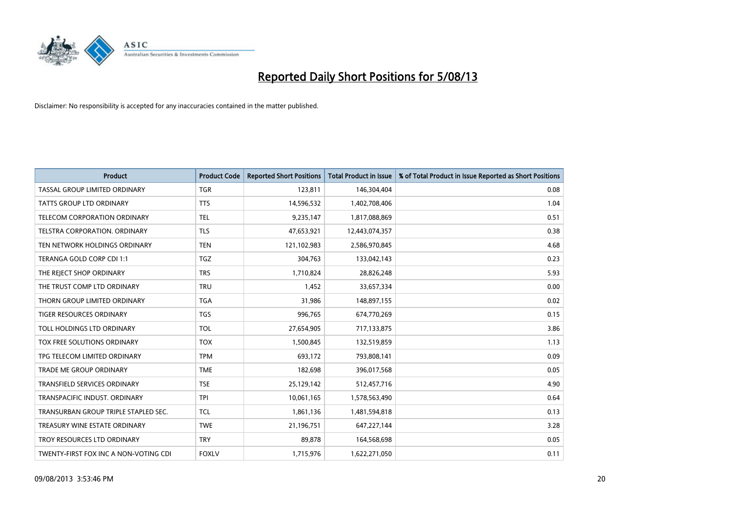# Reported Daily Short Positions for 5/08/13

Disclaimer: No responsibility is accepted for any inaccuracies contained in the matter published.

| Product | Product Code | Reported Short Positions | Total Product in Issue | % of Total Product in Issue Reported as Short Positions |
|---|---|---|---|---|
| TASSAL GROUP LIMITED ORDINARY | TGR | 123,811 | 146,304,404 | 0.08 |
| TATTS GROUP LTD ORDINARY | TTS | 14,596,532 | 1,402,708,406 | 1.04 |
| TELECOM CORPORATION ORDINARY | TEL | 9,235,147 | 1,817,088,869 | 0.51 |
| TELSTRA CORPORATION. ORDINARY | TLS | 47,653,921 | 12,443,074,357 | 0.38 |
| TEN NETWORK HOLDINGS ORDINARY | TEN | 121,102,983 | 2,586,970,845 | 4.68 |
| TERANGA GOLD CORP CDI 1:1 | TGZ | 304,763 | 133,042,143 | 0.23 |
| THE REJECT SHOP ORDINARY | TRS | 1,710,824 | 28,826,248 | 5.93 |
| THE TRUST COMP LTD ORDINARY | TRU | 1,452 | 33,657,334 | 0.00 |
| THORN GROUP LIMITED ORDINARY | TGA | 31,986 | 148,897,155 | 0.02 |
| TIGER RESOURCES ORDINARY | TGS | 996,765 | 674,770,269 | 0.15 |
| TOLL HOLDINGS LTD ORDINARY | TOL | 27,654,905 | 717,133,875 | 3.86 |
| TOX FREE SOLUTIONS ORDINARY | TOX | 1,500,845 | 132,519,859 | 1.13 |
| TPG TELECOM LIMITED ORDINARY | TPM | 693,172 | 793,808,141 | 0.09 |
| TRADE ME GROUP ORDINARY | TME | 182,698 | 396,017,568 | 0.05 |
| TRANSFIELD SERVICES ORDINARY | TSE | 25,129,142 | 512,457,716 | 4.90 |
| TRANSPACIFIC INDUST. ORDINARY | TPI | 10,061,165 | 1,578,563,490 | 0.64 |
| TRANSURBAN GROUP TRIPLE STAPLED SEC. | TCL | 1,861,136 | 1,481,594,818 | 0.13 |
| TREASURY WINE ESTATE ORDINARY | TWE | 21,196,751 | 647,227,144 | 3.28 |
| TROY RESOURCES LTD ORDINARY | TRY | 89,878 | 164,568,698 | 0.05 |
| TWENTY-FIRST FOX INC A NON-VOTING CDI | FOXLV | 1,715,976 | 1,622,271,050 | 0.11 |

09/08/2013 3:53:46 PM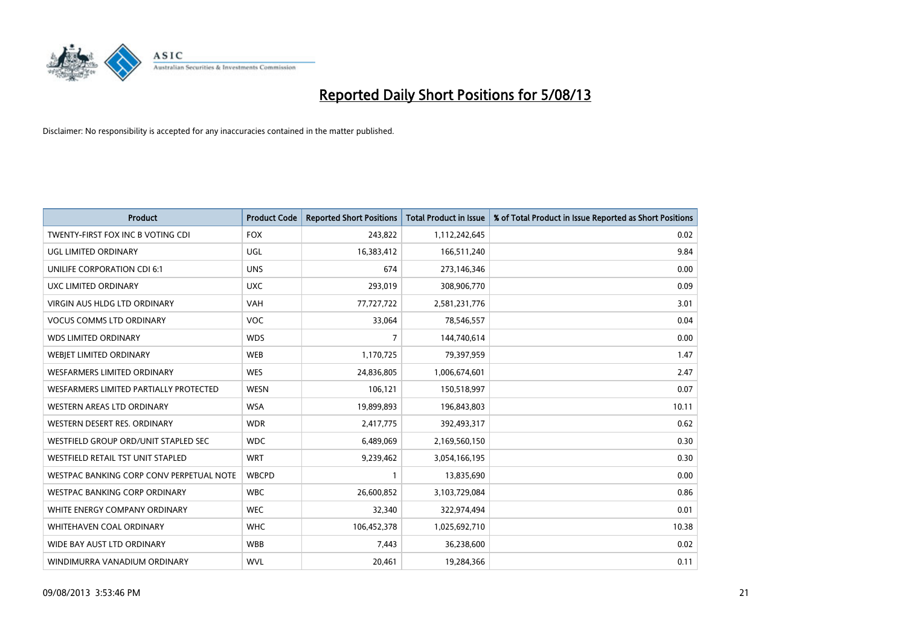# Reported Daily Short Positions for 5/08/13

Disclaimer: No responsibility is accepted for any inaccuracies contained in the matter published.

| Product | Product Code | Reported Short Positions | Total Product in Issue | % of Total Product in Issue Reported as Short Positions |
|---|---|---|---|---|
| TWENTY-FIRST FOX INC B VOTING CDI | FOX | 243,822 | 1,112,242,645 | 0.02 |
| UGL LIMITED ORDINARY | UGL | 16,383,412 | 166,511,240 | 9.84 |
| UNILIFE CORPORATION CDI 6:1 | UNS | 674 | 273,146,346 | 0.00 |
| UXC LIMITED ORDINARY | UXC | 293,019 | 308,906,770 | 0.09 |
| VIRGIN AUS HLDG LTD ORDINARY | VAH | 77,727,722 | 2,581,231,776 | 3.01 |
| VOCUS COMMS LTD ORDINARY | VOC | 33,064 | 78,546,557 | 0.04 |
| WDS LIMITED ORDINARY | WDS | 7 | 144,740,614 | 0.00 |
| WEBJET LIMITED ORDINARY | WEB | 1,170,725 | 79,397,959 | 1.47 |
| WESFARMERS LIMITED ORDINARY | WES | 24,836,805 | 1,006,674,601 | 2.47 |
| WESFARMERS LIMITED PARTIALLY PROTECTED | WESN | 106,121 | 150,518,997 | 0.07 |
| WESTERN AREAS LTD ORDINARY | WSA | 19,899,893 | 196,843,803 | 10.11 |
| WESTERN DESERT RES. ORDINARY | WDR | 2,417,775 | 392,493,317 | 0.62 |
| WESTFIELD GROUP ORD/UNIT STAPLED SEC | WDC | 6,489,069 | 2,169,560,150 | 0.30 |
| WESTFIELD RETAIL TST UNIT STAPLED | WRT | 9,239,462 | 3,054,166,195 | 0.30 |
| WESTPAC BANKING CORP CONV PERPETUAL NOTE | WBCPD | 1 | 13,835,690 | 0.00 |
| WESTPAC BANKING CORP ORDINARY | WBC | 26,600,852 | 3,103,729,084 | 0.86 |
| WHITE ENERGY COMPANY ORDINARY | WEC | 32,340 | 322,974,494 | 0.01 |
| WHITEHAVEN COAL ORDINARY | WHC | 106,452,378 | 1,025,692,710 | 10.38 |
| WIDE BAY AUST LTD ORDINARY | WBB | 7,443 | 36,238,600 | 0.02 |
| WINDIMURRA VANADIUM ORDINARY | WVL | 20,461 | 19,284,366 | 0.11 |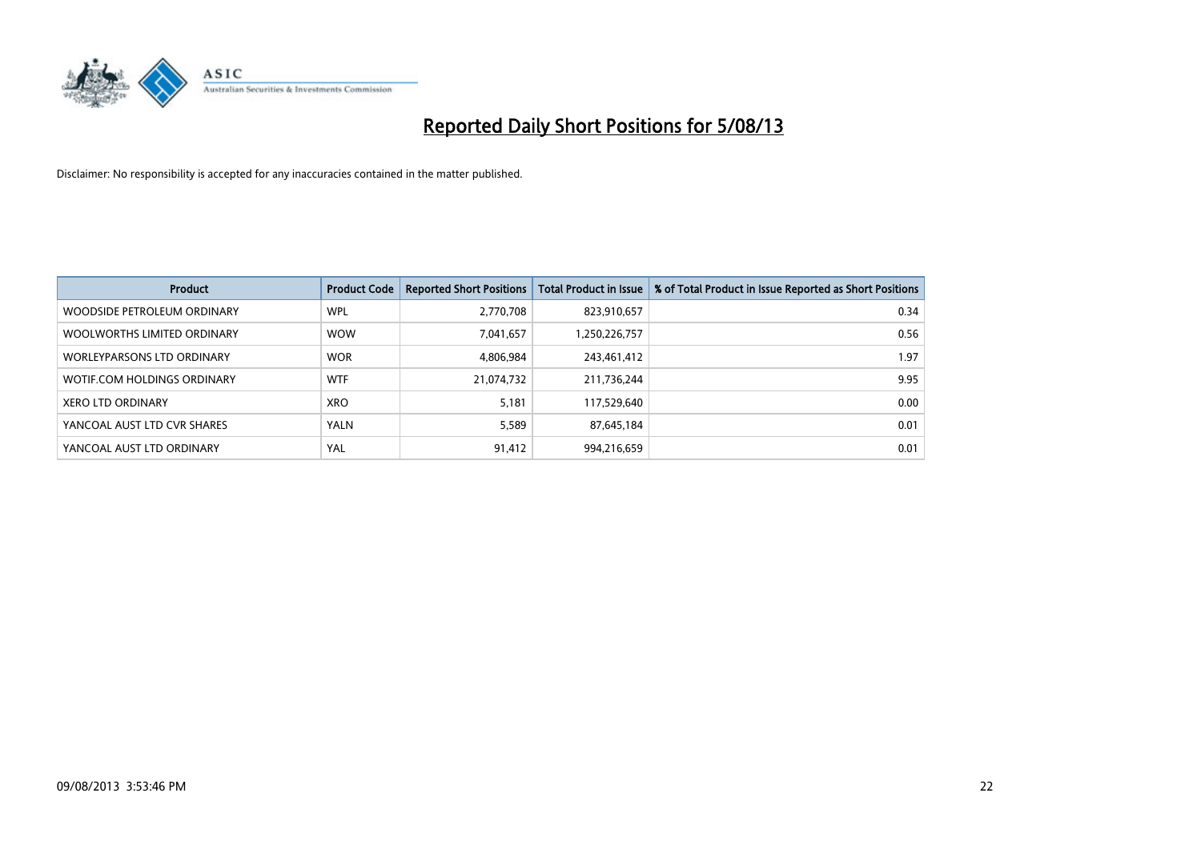# Reported Daily Short Positions for 5/08/13

Disclaimer: No responsibility is accepted for any inaccuracies contained in the matter published.

| Product | Product Code | Reported Short Positions | Total Product in Issue | % of Total Product in Issue Reported as Short Positions |
|---|---|---|---|---|
| WOODSIDE PETROLEUM ORDINARY | WPL | 2,770,708 | 823,910,657 | 0.34 |
| WOOLWORTHS LIMITED ORDINARY | WOW | 7,041,657 | 1,250,226,757 | 0.56 |
| WORLEYPARSONS LTD ORDINARY | WOR | 4,806,984 | 243,461,412 | 1.97 |
| WOTIF.COM HOLDINGS ORDINARY | WTF | 21,074,732 | 211,736,244 | 9.95 |
| XERO LTD ORDINARY | XRO | 5,181 | 117,529,640 | 0.00 |
| YANCOAL AUST LTD CVR SHARES | YALN | 5,589 | 87,645,184 | 0.01 |
| YANCOAL AUST LTD ORDINARY | YAL | 91,412 | 994,216,659 | 0.01 |

09/08/2013 3:53:46 PM